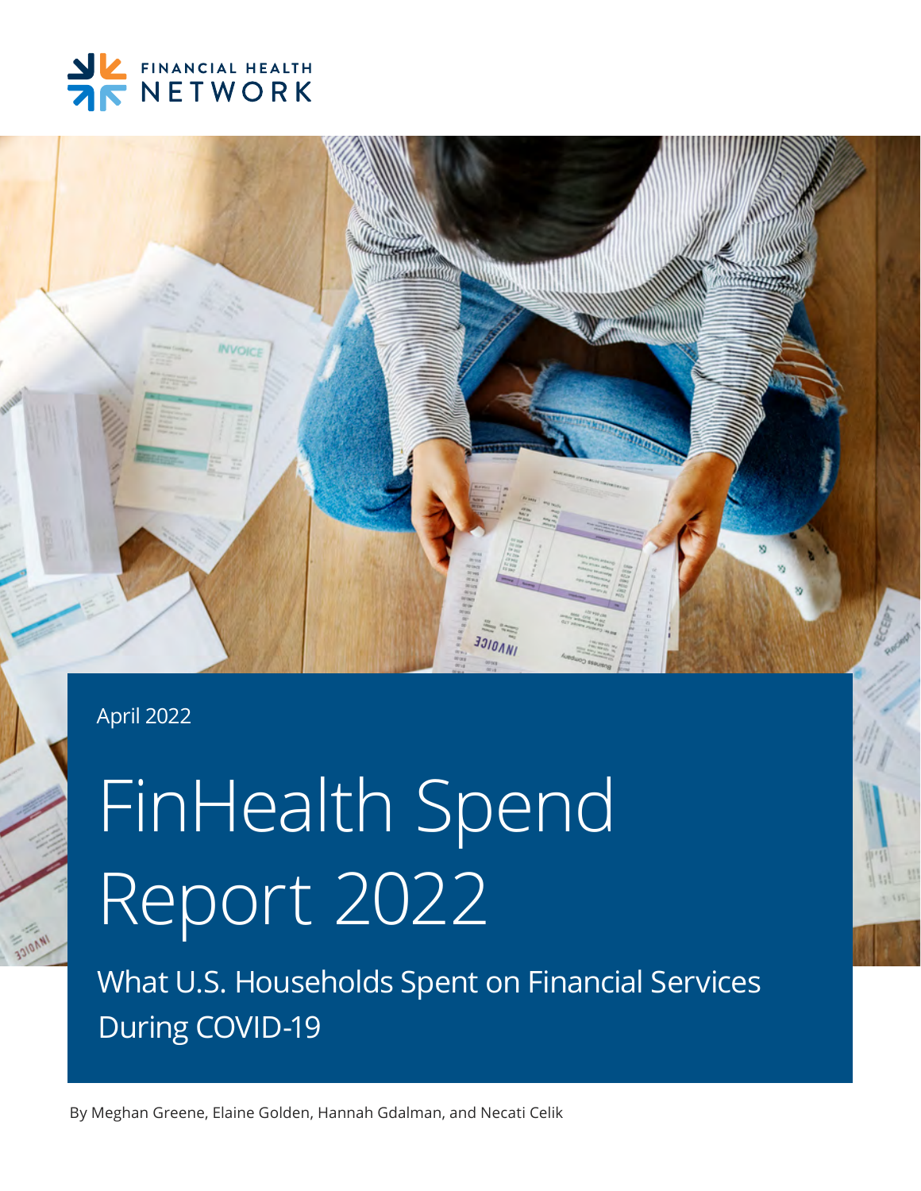FINANCIAL HEALTH NETWORK

April 2022

# FinHealth Spend Report 2022

## What U.S. Households Spent on Financial Services During COVID-19

By Meghan Greene, Elaine Golden, Hannah Gdalman, and Necati Celik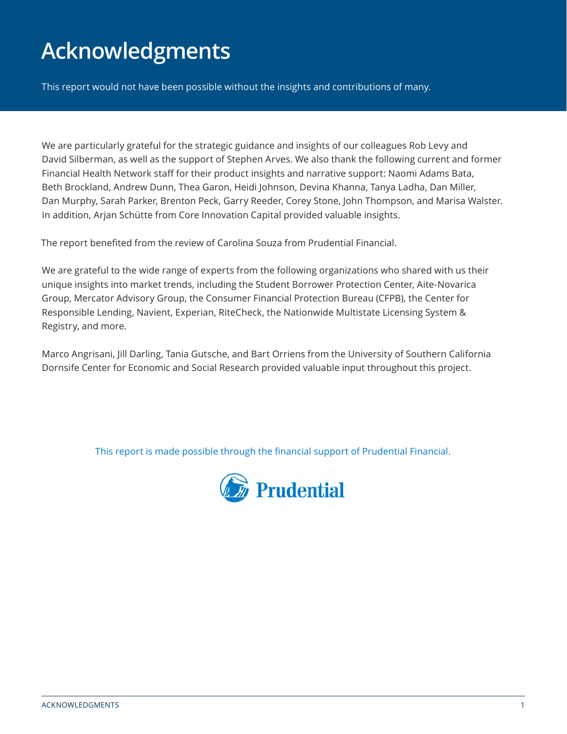# Acknowledgments

This report would not have been possible without the insights and contributions of many.

We are particularly grateful for the strategic guidance and insights of our colleagues Rob Levy and David Silberman, as well as the support of Stephen Arves. We also thank the following current and former Financial Health Network staff for their product insights and narrative support: Naomi Adams Bata, Beth Brockland, Andrew Dunn, Thea Garon, Heidi Johnson, Devina Khanna, Tanya Ladha, Dan Miller, Dan Murphy, Sarah Parker, Brenton Peck, Garry Reeder, Corey Stone, John Thompson, and Marisa Walster. In addition, Arjan Schütte from Core Innovation Capital provided valuable insights.

The report benefited from the review of Carolina Souza from Prudential Financial.

We are grateful to the wide range of experts from the following organizations who shared with us their unique insights into market trends, including the Student Borrower Protection Center, Aite-Novarica Group, Mercator Advisory Group, the Consumer Financial Protection Bureau (CFPB), the Center for Responsible Lending, Navient, Experian, RiteCheck, the Nationwide Multistate Licensing System & Registry, and more.

Marco Angrisani, Jill Darling, Tania Gutsche, and Bart Orriens from the University of Southern California Dornsife Center for Economic and Social Research provided valuable input throughout this project.

This report is made possible through the financial support of Prudential Financial.

Prudential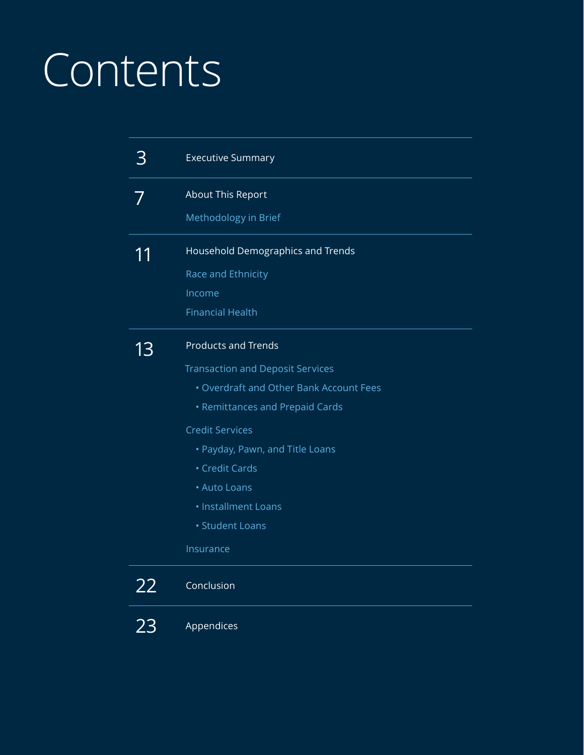# Contents

| | |
|---|---|
| 3 | Executive Summary |
| 7 | About This Report |
| | Methodology in Brief |
| 11 | Household Demographics and Trends |
| | Race and Ethnicity |
| | Income |
| | Financial Health |
| 13 | Products and Trends |
| | Transaction and Deposit Services |
| | • Overdraft and Other Bank Account Fees |
| | • Remittances and Prepaid Cards |
| | Credit Services |
| | • Payday, Pawn, and Title Loans |
| | • Credit Cards |
| | • Auto Loans |
| | • Installment Loans |
| | • Student Loans |
| | Insurance |
| 22 | Conclusion |
| 23 | Appendices |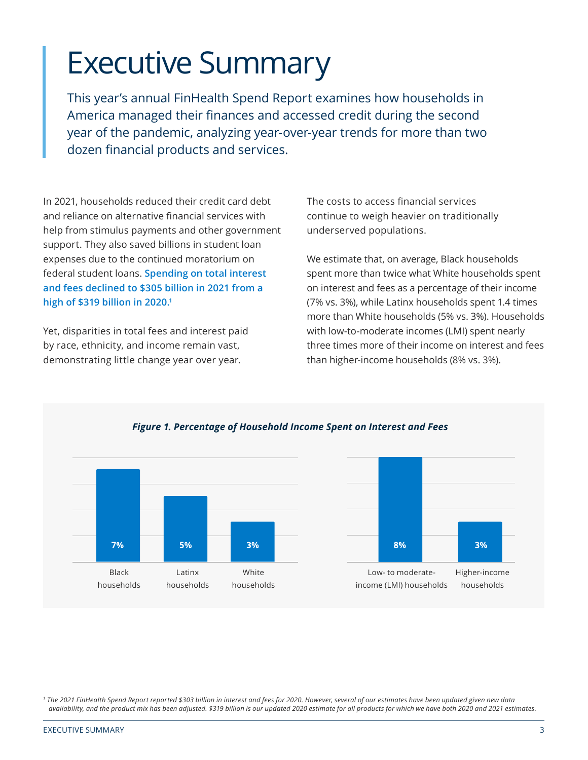# Executive Summary

This year's annual FinHealth Spend Report examines how households in America managed their finances and accessed credit during the second year of the pandemic, analyzing year-over-year trends for more than two dozen financial products and services.

In 2021, households reduced their credit card debt and reliance on alternative financial services with help from stimulus payments and other government support. They also saved billions in student loan expenses due to the continued moratorium on federal student loans. **Spending on total interest and fees declined to $305 billion in 2021 from a high of $319 billion in 2020.**[1]

Yet, disparities in total fees and interest paid by race, ethnicity, and income remain vast, demonstrating little change year over year.

The costs to access financial services continue to weigh heavier on traditionally underserved populations.

We estimate that, on average, Black households spent more than twice what White households spent on interest and fees as a percentage of their income (7% vs. 3%), while Latinx households spent 1.4 times more than White households (5% vs. 3%). Households with low-to-moderate incomes (LMI) spent nearly three times more of their income on interest and fees than higher-income households (8% vs. 3%).

***Figure 1. Percentage of Household Income Spent on Interest and Fees***

| Black households | Latinx households | White households |
|---|---|---|
| 7% | 5% | 3% |

| Low- to moderate-income (LMI) households | Higher-income households |
|---|---|
| 8% | 3% |

[1] *The 2021 FinHealth Spend Report reported $303 billion in interest and fees for 2020. However, several of our estimates have been updated given new data availability, and the product mix has been adjusted. $319 billion is our updated 2020 estimate for all products for which we have both 2020 and 2021 estimates.*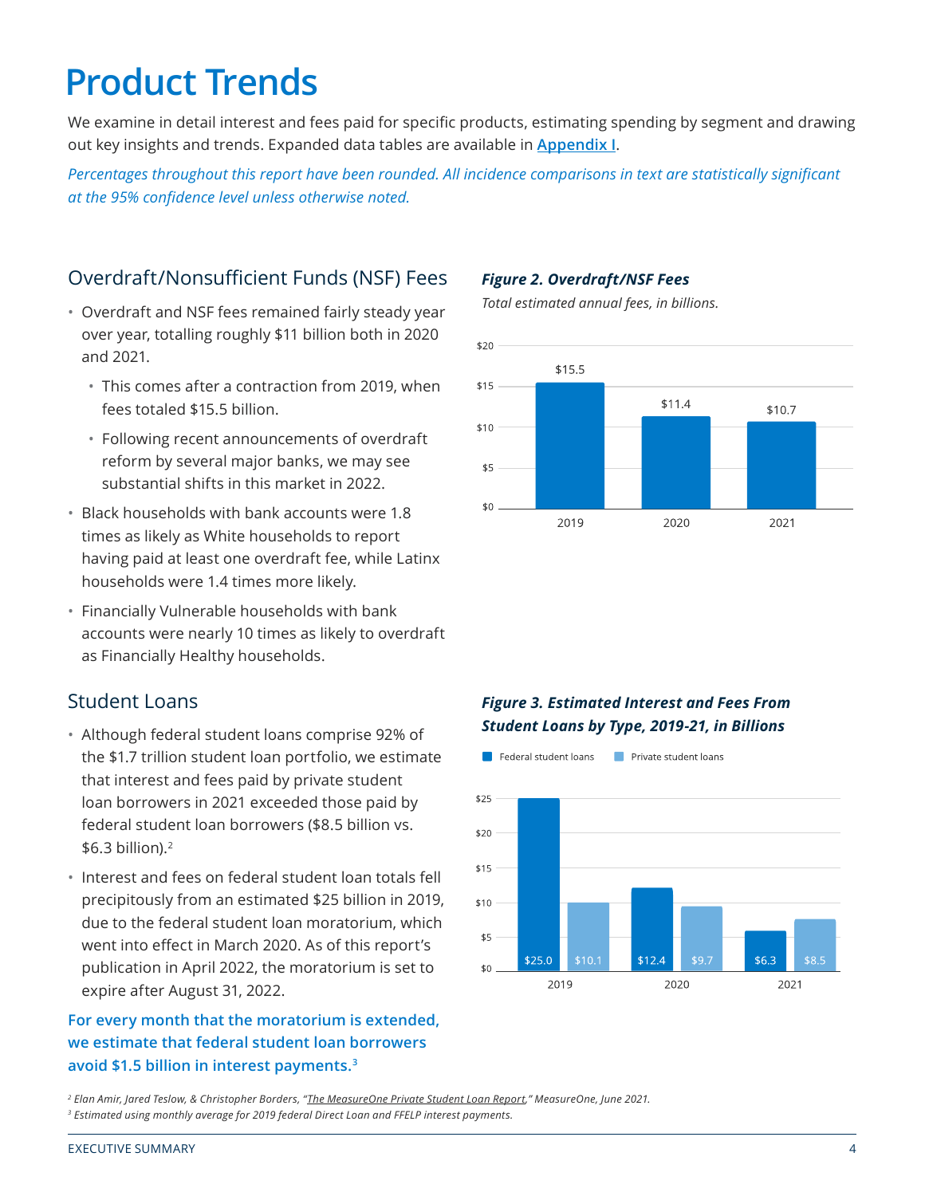# Product Trends

We examine in detail interest and fees paid for specific products, estimating spending by segment and drawing out key insights and trends. Expanded data tables are available in [Appendix I](#).

*Percentages throughout this report have been rounded. All incidence comparisons in text are statistically significant at the 95% confidence level unless otherwise noted.*

## Overdraft/Nonsufficient Funds (NSF) Fees

- Overdraft and NSF fees remained fairly steady year over year, totalling roughly $11 billion both in 2020 and 2021.
  - This comes after a contraction from 2019, when fees totaled $15.5 billion.
  - Following recent announcements of overdraft reform by several major banks, we may see substantial shifts in this market in 2022.
- Black households with bank accounts were 1.8 times as likely as White households to report having paid at least one overdraft fee, while Latinx households were 1.4 times more likely.
- Financially Vulnerable households with bank accounts were nearly 10 times as likely to overdraft as Financially Healthy households.

***Figure 2. Overdraft/NSF Fees***

*Total estimated annual fees, in billions.*

| Year | Fees |
|---|---|
| 2019 | $15.5 |
| 2020 | $11.4 |
| 2021 | $10.7 |

## Student Loans

- Although federal student loans comprise 92% of the $1.7 trillion student loan portfolio, we estimate that interest and fees paid by private student loan borrowers in 2021 exceeded those paid by federal student loan borrowers ($8.5 billion vs. $6.3 billion).[2]
- Interest and fees on federal student loan totals fell precipitously from an estimated $25 billion in 2019, due to the federal student loan moratorium, which went into effect in March 2020. As of this report's publication in April 2022, the moratorium is set to expire after August 31, 2022.

**For every month that the moratorium is extended, we estimate that federal student loan borrowers avoid $1.5 billion in interest payments.**[3]

***Figure 3. Estimated Interest and Fees From Student Loans by Type, 2019-21, in Billions***

| Year | Federal student loans | Private student loans |
|---|---|---|
| 2019 | $25.0 | $10.1 |
| 2020 | $12.4 | $9.7 |
| 2021 | $6.3 | $8.5 |

[2] *Elan Amir, Jared Teslow, & Christopher Borders, "The MeasureOne Private Student Loan Report," MeasureOne, June 2021.*

[3] *Estimated using monthly average for 2019 federal Direct Loan and FFELP interest payments.*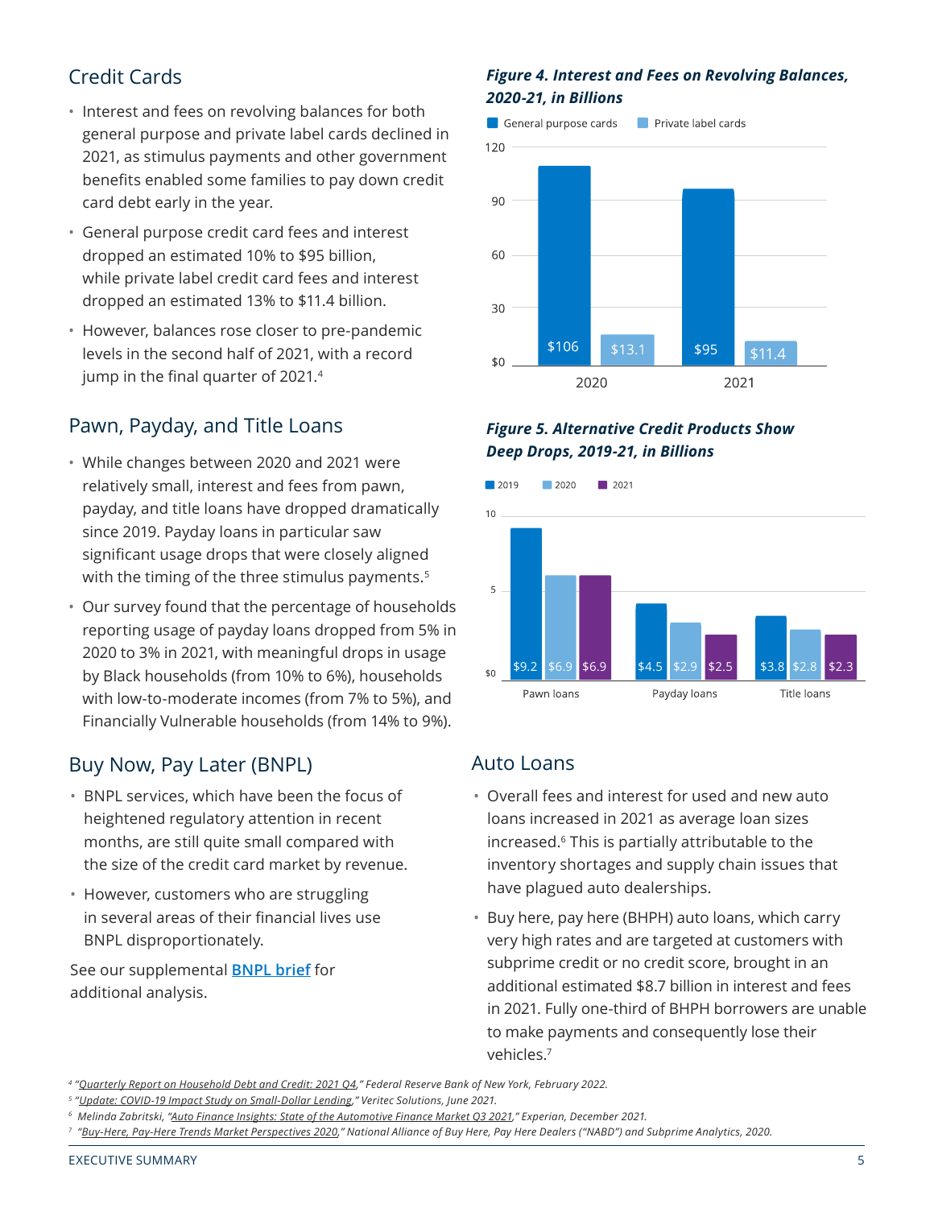## Credit Cards

- Interest and fees on revolving balances for both general purpose and private label cards declined in 2021, as stimulus payments and other government benefits enabled some families to pay down credit card debt early in the year.
- General purpose credit card fees and interest dropped an estimated 10% to $95 billion, while private label credit card fees and interest dropped an estimated 13% to $11.4 billion.
- However, balances rose closer to pre-pandemic levels in the second half of 2021, with a record jump in the final quarter of 2021.[4]

***Figure 4. Interest and Fees on Revolving Balances, 2020-21, in Billions***

| | General purpose cards | Private label cards |
|---|---|---|
| 2020 | $106 | $13.1 |
| 2021 | $95 | $11.4 |

## Pawn, Payday, and Title Loans

- While changes between 2020 and 2021 were relatively small, interest and fees from pawn, payday, and title loans have dropped dramatically since 2019. Payday loans in particular saw significant usage drops that were closely aligned with the timing of the three stimulus payments.[5]
- Our survey found that the percentage of households reporting usage of payday loans dropped from 5% in 2020 to 3% in 2021, with meaningful drops in usage by Black households (from 10% to 6%), households with low-to-moderate incomes (from 7% to 5%), and Financially Vulnerable households (from 14% to 9%).

***Figure 5. Alternative Credit Products Show Deep Drops, 2019-21, in Billions***

| | 2019 | 2020 | 2021 |
|---|---|---|---|
| Pawn loans | $9.2 | $6.9 | $6.9 |
| Payday loans | $4.5 | $2.9 | $2.5 |
| Title loans | $3.8 | $2.8 | $2.3 |

## Buy Now, Pay Later (BNPL)

- BNPL services, which have been the focus of heightened regulatory attention in recent months, are still quite small compared with the size of the credit card market by revenue.
- However, customers who are struggling in several areas of their financial lives use BNPL disproportionately.

See our supplemental **BNPL brief** for additional analysis.

## Auto Loans

- Overall fees and interest for used and new auto loans increased in 2021 as average loan sizes increased.[6] This is partially attributable to the inventory shortages and supply chain issues that have plagued auto dealerships.
- Buy here, pay here (BHPH) auto loans, which carry very high rates and are targeted at customers with subprime credit or no credit score, brought in an additional estimated $8.7 billion in interest and fees in 2021. Fully one-third of BHPH borrowers are unable to make payments and consequently lose their vehicles.[7]

---

[4] *"Quarterly Report on Household Debt and Credit: 2021 Q4," Federal Reserve Bank of New York, February 2022.*
[5] *"Update: COVID-19 Impact Study on Small-Dollar Lending," Veritec Solutions, June 2021.*
[6] *Melinda Zabritski, "Auto Finance Insights: State of the Automotive Finance Market Q3 2021," Experian, December 2021.*
[7] *"Buy-Here, Pay-Here Trends Market Perspectives 2020," National Alliance of Buy Here, Pay Here Dealers ("NABD") and Subprime Analytics, 2020.*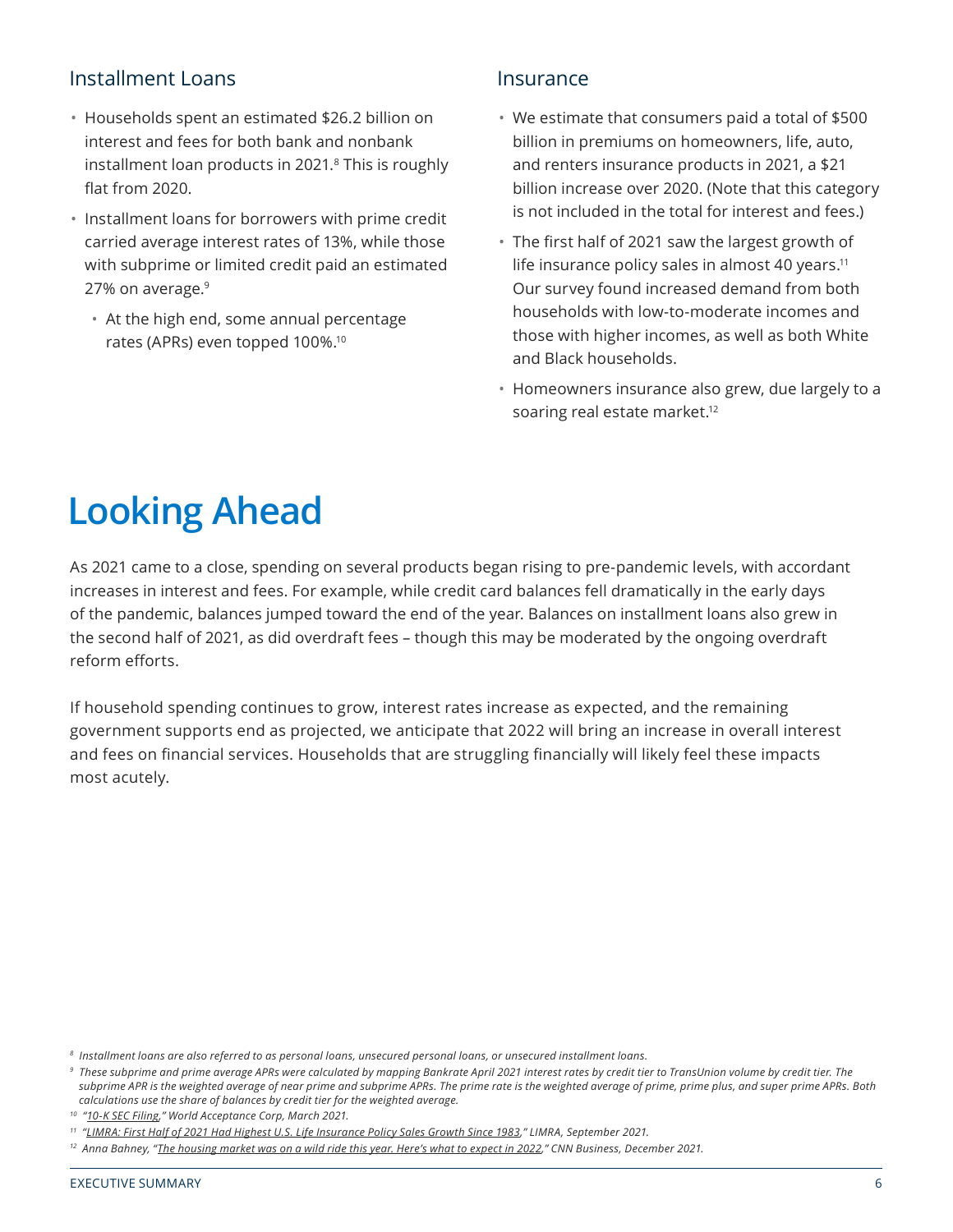## Installment Loans

- Households spent an estimated $26.2 billion on interest and fees for both bank and nonbank installment loan products in 2021.[8] This is roughly flat from 2020.
- Installment loans for borrowers with prime credit carried average interest rates of 13%, while those with subprime or limited credit paid an estimated 27% on average.[9]
  - At the high end, some annual percentage rates (APRs) even topped 100%.[10]

## Insurance

- We estimate that consumers paid a total of $500 billion in premiums on homeowners, life, auto, and renters insurance products in 2021, a $21 billion increase over 2020. (Note that this category is not included in the total for interest and fees.)
- The first half of 2021 saw the largest growth of life insurance policy sales in almost 40 years.[11] Our survey found increased demand from both households with low-to-moderate incomes and those with higher incomes, as well as both White and Black households.
- Homeowners insurance also grew, due largely to a soaring real estate market.[12]

# Looking Ahead

As 2021 came to a close, spending on several products began rising to pre-pandemic levels, with accordant increases in interest and fees. For example, while credit card balances fell dramatically in the early days of the pandemic, balances jumped toward the end of the year. Balances on installment loans also grew in the second half of 2021, as did overdraft fees – though this may be moderated by the ongoing overdraft reform efforts.

If household spending continues to grow, interest rates increase as expected, and the remaining government supports end as projected, we anticipate that 2022 will bring an increase in overall interest and fees on financial services. Households that are struggling financially will likely feel these impacts most acutely.

---

*[8] Installment loans are also referred to as personal loans, unsecured personal loans, or unsecured installment loans.*

*[9] These subprime and prime average APRs were calculated by mapping Bankrate April 2021 interest rates by credit tier to TransUnion volume by credit tier. The subprime APR is the weighted average of near prime and subprime APRs. The prime rate is the weighted average of prime, prime plus, and super prime APRs. Both calculations use the share of balances by credit tier for the weighted average.*

*[10] "10-K SEC Filing," World Acceptance Corp, March 2021.*

*[11] "LIMRA: First Half of 2021 Had Highest U.S. Life Insurance Policy Sales Growth Since 1983," LIMRA, September 2021.*

*[12] Anna Bahney, "The housing market was on a wild ride this year. Here's what to expect in 2022," CNN Business, December 2021.*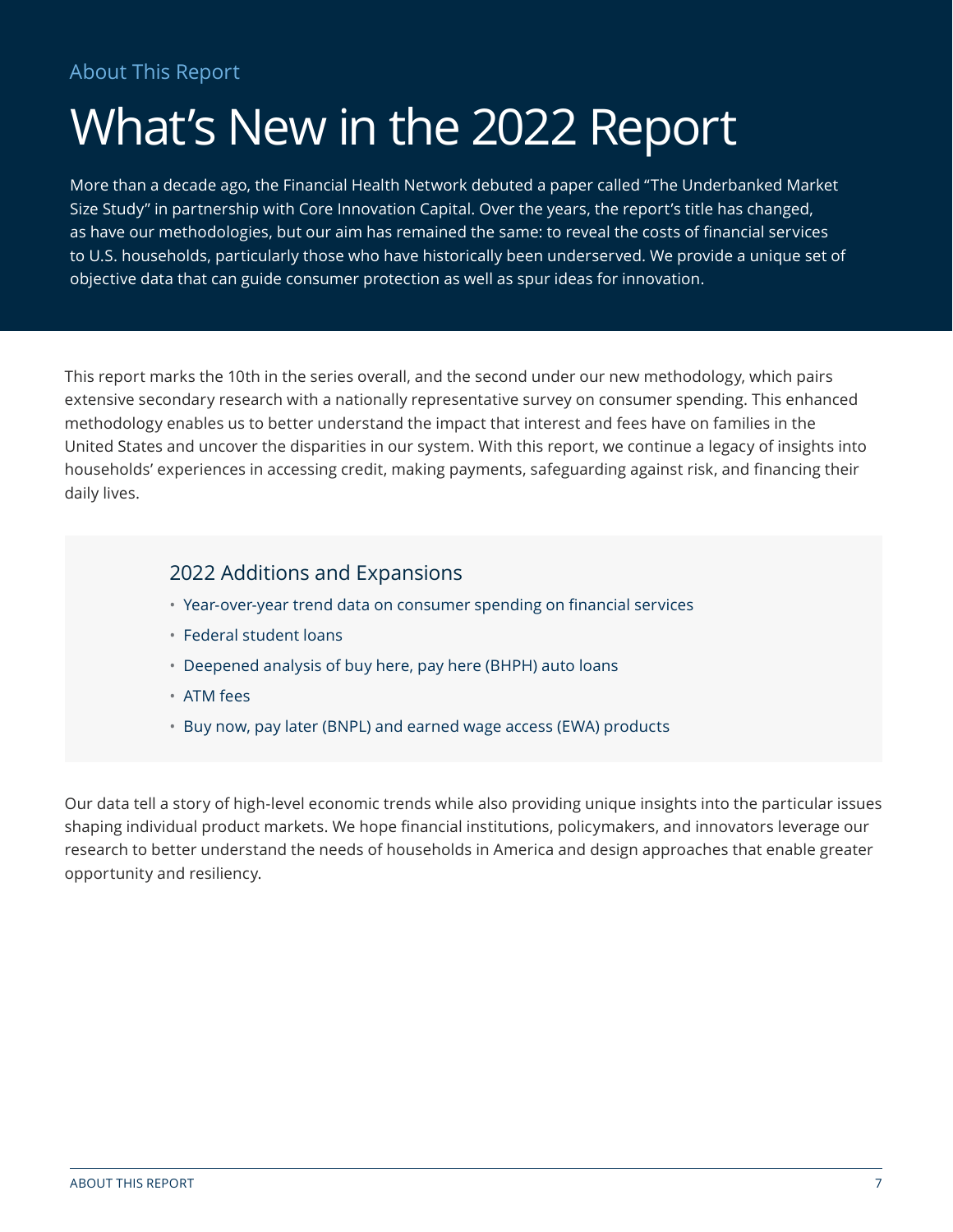About This Report

# What's New in the 2022 Report

More than a decade ago, the Financial Health Network debuted a paper called "The Underbanked Market Size Study" in partnership with Core Innovation Capital. Over the years, the report's title has changed, as have our methodologies, but our aim has remained the same: to reveal the costs of financial services to U.S. households, particularly those who have historically been underserved. We provide a unique set of objective data that can guide consumer protection as well as spur ideas for innovation.

This report marks the 10th in the series overall, and the second under our new methodology, which pairs extensive secondary research with a nationally representative survey on consumer spending. This enhanced methodology enables us to better understand the impact that interest and fees have on families in the United States and uncover the disparities in our system. With this report, we continue a legacy of insights into households' experiences in accessing credit, making payments, safeguarding against risk, and financing their daily lives.

## 2022 Additions and Expansions

- Year-over-year trend data on consumer spending on financial services
- Federal student loans
- Deepened analysis of buy here, pay here (BHPH) auto loans
- ATM fees
- Buy now, pay later (BNPL) and earned wage access (EWA) products

Our data tell a story of high-level economic trends while also providing unique insights into the particular issues shaping individual product markets. We hope financial institutions, policymakers, and innovators leverage our research to better understand the needs of households in America and design approaches that enable greater opportunity and resiliency.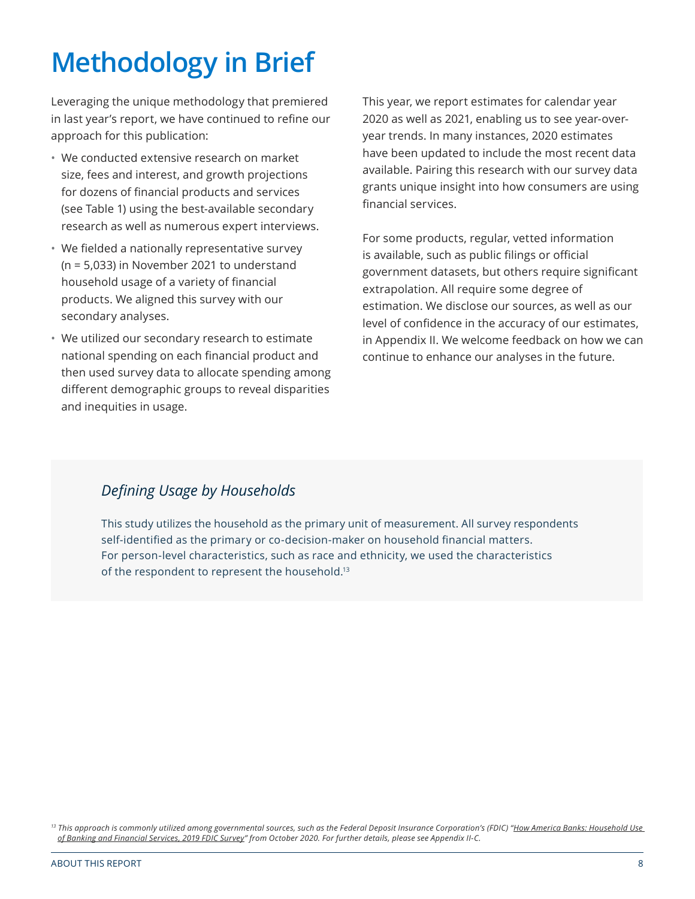# Methodology in Brief

Leveraging the unique methodology that premiered in last year's report, we have continued to refine our approach for this publication:

- We conducted extensive research on market size, fees and interest, and growth projections for dozens of financial products and services (see Table 1) using the best-available secondary research as well as numerous expert interviews.
- We fielded a nationally representative survey (n = 5,033) in November 2021 to understand household usage of a variety of financial products. We aligned this survey with our secondary analyses.
- We utilized our secondary research to estimate national spending on each financial product and then used survey data to allocate spending among different demographic groups to reveal disparities and inequities in usage.

This year, we report estimates for calendar year 2020 as well as 2021, enabling us to see year-over-year trends. In many instances, 2020 estimates have been updated to include the most recent data available. Pairing this research with our survey data grants unique insight into how consumers are using financial services.

For some products, regular, vetted information is available, such as public filings or official government datasets, but others require significant extrapolation. All require some degree of estimation. We disclose our sources, as well as our level of confidence in the accuracy of our estimates, in Appendix II. We welcome feedback on how we can continue to enhance our analyses in the future.

## *Defining Usage by Households*

This study utilizes the household as the primary unit of measurement. All survey respondents self-identified as the primary or co-decision-maker on household financial matters. For person-level characteristics, such as race and ethnicity, we used the characteristics of the respondent to represent the household.[13]

---

[13] *This approach is commonly utilized among governmental sources, such as the Federal Deposit Insurance Corporation's (FDIC) "How America Banks: Household Use of Banking and Financial Services, 2019 FDIC Survey" from October 2020. For further details, please see Appendix II-C.*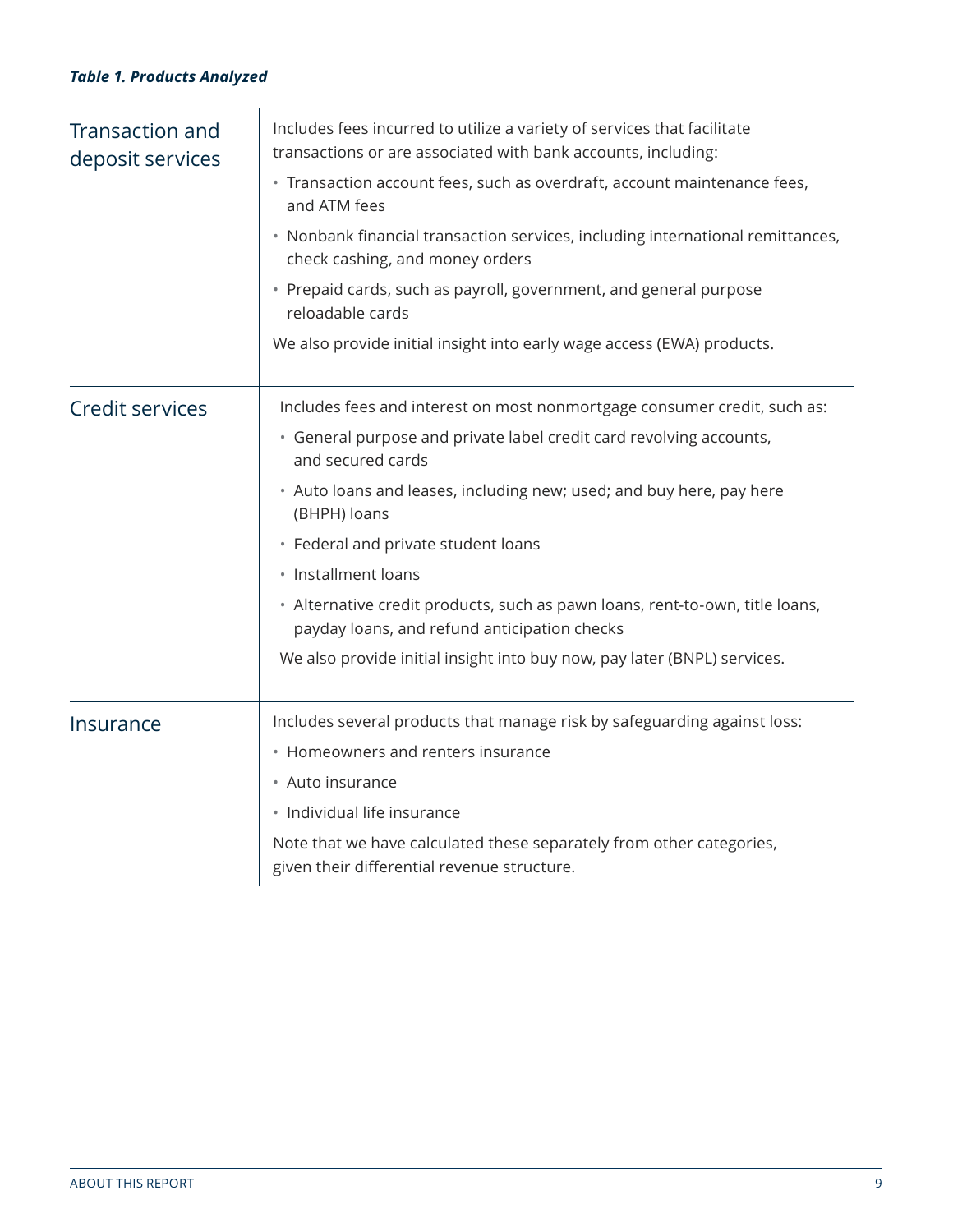*Table 1. Products Analyzed*

| Category | Description |
|---|---|
| Transaction and deposit services | Includes fees incurred to utilize a variety of services that facilitate transactions or are associated with bank accounts, including:<br>• Transaction account fees, such as overdraft, account maintenance fees, and ATM fees<br>• Nonbank financial transaction services, including international remittances, check cashing, and money orders<br>• Prepaid cards, such as payroll, government, and general purpose reloadable cards<br>We also provide initial insight into early wage access (EWA) products. |
| Credit services | Includes fees and interest on most nonmortgage consumer credit, such as:<br>• General purpose and private label credit card revolving accounts, and secured cards<br>• Auto loans and leases, including new; used; and buy here, pay here (BHPH) loans<br>• Federal and private student loans<br>• Installment loans<br>• Alternative credit products, such as pawn loans, rent-to-own, title loans, payday loans, and refund anticipation checks<br>We also provide initial insight into buy now, pay later (BNPL) services. |
| Insurance | Includes several products that manage risk by safeguarding against loss:<br>• Homeowners and renters insurance<br>• Auto insurance<br>• Individual life insurance<br>Note that we have calculated these separately from other categories, given their differential revenue structure. |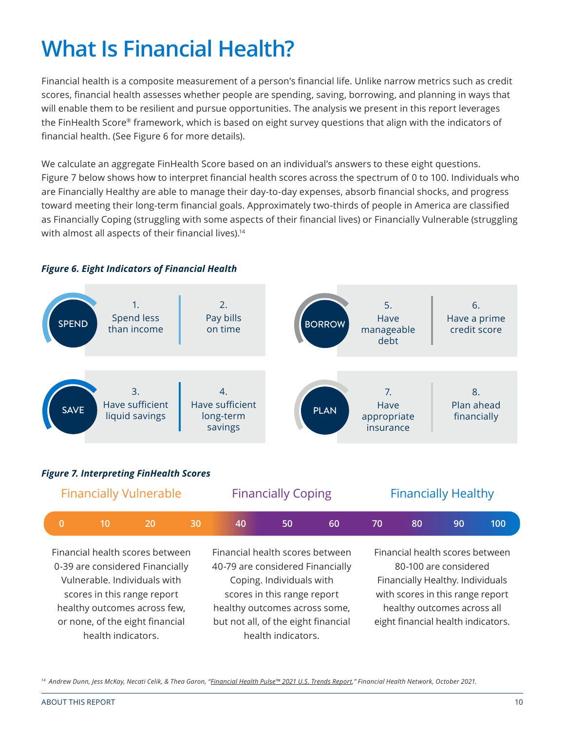# What Is Financial Health?

Financial health is a composite measurement of a person's financial life. Unlike narrow metrics such as credit scores, financial health assesses whether people are spending, saving, borrowing, and planning in ways that will enable them to be resilient and pursue opportunities. The analysis we present in this report leverages the FinHealth Score® framework, which is based on eight survey questions that align with the indicators of financial health. (See Figure 6 for more details).

We calculate an aggregate FinHealth Score based on an individual's answers to these eight questions. Figure 7 below shows how to interpret financial health scores across the spectrum of 0 to 100. Individuals who are Financially Healthy are able to manage their day-to-day expenses, absorb financial shocks, and progress toward meeting their long-term financial goals. Approximately two-thirds of people in America are classified as Financially Coping (struggling with some aspects of their financial lives) or Financially Vulnerable (struggling with almost all aspects of their financial lives).[14]

***Figure 6. Eight Indicators of Financial Health***

**SPEND**
1. Spend less than income
2. Pay bills on time

**SAVE**
3. Have sufficient liquid savings
4. Have sufficient long-term savings

**BORROW**
5. Have manageable debt
6. Have a prime credit score

**PLAN**
7. Have appropriate insurance
8. Plan ahead financially

***Figure 7. Interpreting FinHealth Scores***

| Financially Vulnerable | Financially Coping | Financially Healthy |
|---|---|---|
| 0 10 20 30 | 40 50 60 70 | 80 90 100 |
| Financial health scores between 0-39 are considered Financially Vulnerable. Individuals with scores in this range report healthy outcomes across few, or none, of the eight financial health indicators. | Financial health scores between 40-79 are considered Financially Coping. Individuals with scores in this range report healthy outcomes across some, but not all, of the eight financial health indicators. | Financial health scores between 80-100 are considered Financially Healthy. Individuals with scores in this range report healthy outcomes across all eight financial health indicators. |

[14] *Andrew Dunn, Jess McKay, Necati Celik, & Thea Garon, "Financial Health Pulse™ 2021 U.S. Trends Report," Financial Health Network, October 2021.*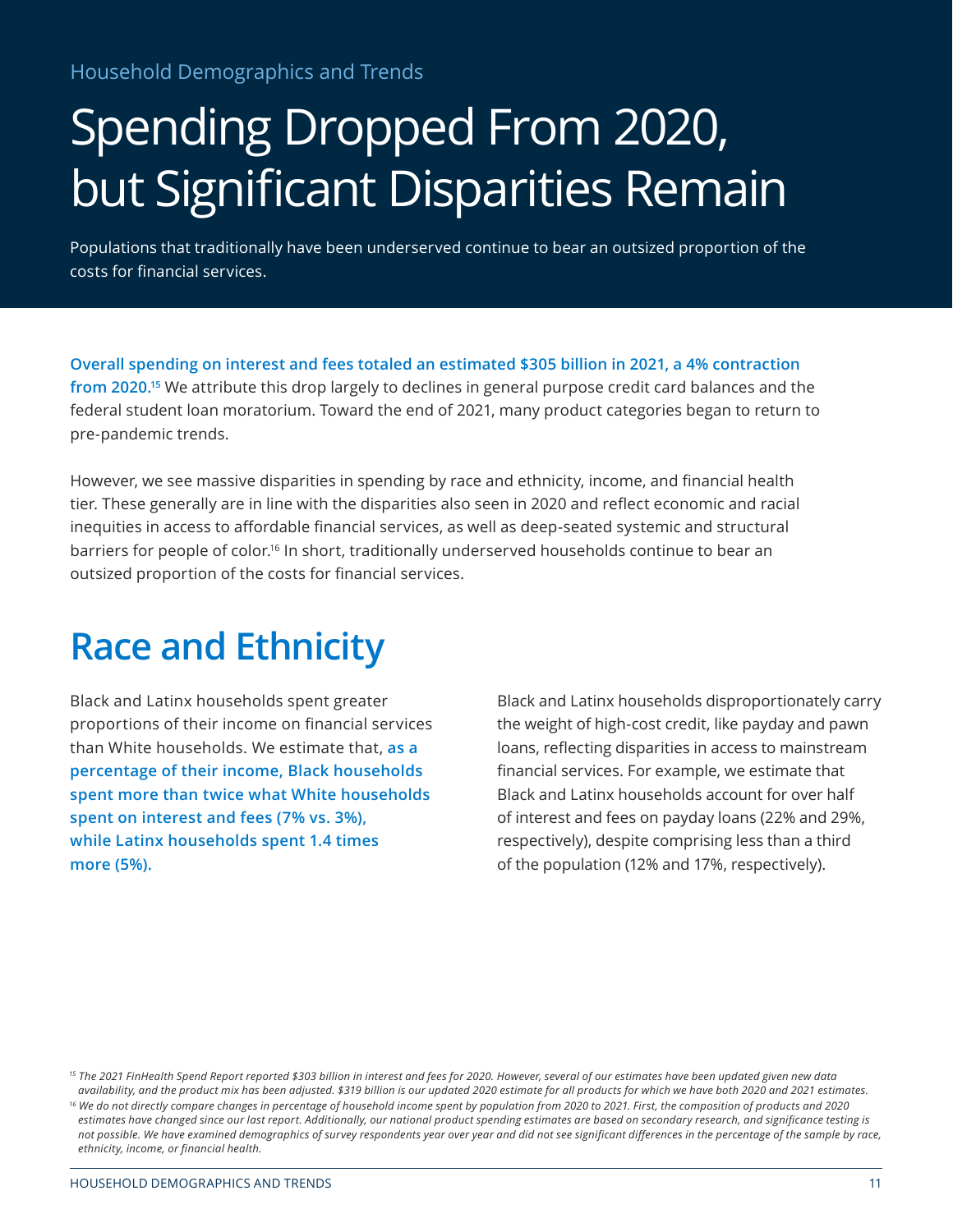Household Demographics and Trends

# Spending Dropped From 2020, but Significant Disparities Remain

Populations that traditionally have been underserved continue to bear an outsized proportion of the costs for financial services.

**Overall spending on interest and fees totaled an estimated $305 billion in 2021, a 4% contraction from 2020.**[15] We attribute this drop largely to declines in general purpose credit card balances and the federal student loan moratorium. Toward the end of 2021, many product categories began to return to pre-pandemic trends.

However, we see massive disparities in spending by race and ethnicity, income, and financial health tier. These generally are in line with the disparities also seen in 2020 and reflect economic and racial inequities in access to affordable financial services, as well as deep-seated systemic and structural barriers for people of color.[16] In short, traditionally underserved households continue to bear an outsized proportion of the costs for financial services.

## Race and Ethnicity

Black and Latinx households spent greater proportions of their income on financial services than White households. We estimate that, **as a percentage of their income, Black households spent more than twice what White households spent on interest and fees (7% vs. 3%), while Latinx households spent 1.4 times more (5%).**

Black and Latinx households disproportionately carry the weight of high-cost credit, like payday and pawn loans, reflecting disparities in access to mainstream financial services. For example, we estimate that Black and Latinx households account for over half of interest and fees on payday loans (22% and 29%, respectively), despite comprising less than a third of the population (12% and 17%, respectively).

*[15] The 2021 FinHealth Spend Report reported $303 billion in interest and fees for 2020. However, several of our estimates have been updated given new data availability, and the product mix has been adjusted. $319 billion is our updated 2020 estimate for all products for which we have both 2020 and 2021 estimates.*

*[16] We do not directly compare changes in percentage of household income spent by population from 2020 to 2021. First, the composition of products and 2020 estimates have changed since our last report. Additionally, our national product spending estimates are based on secondary research, and significance testing is not possible. We have examined demographics of survey respondents year over year and did not see significant differences in the percentage of the sample by race, ethnicity, income, or financial health.*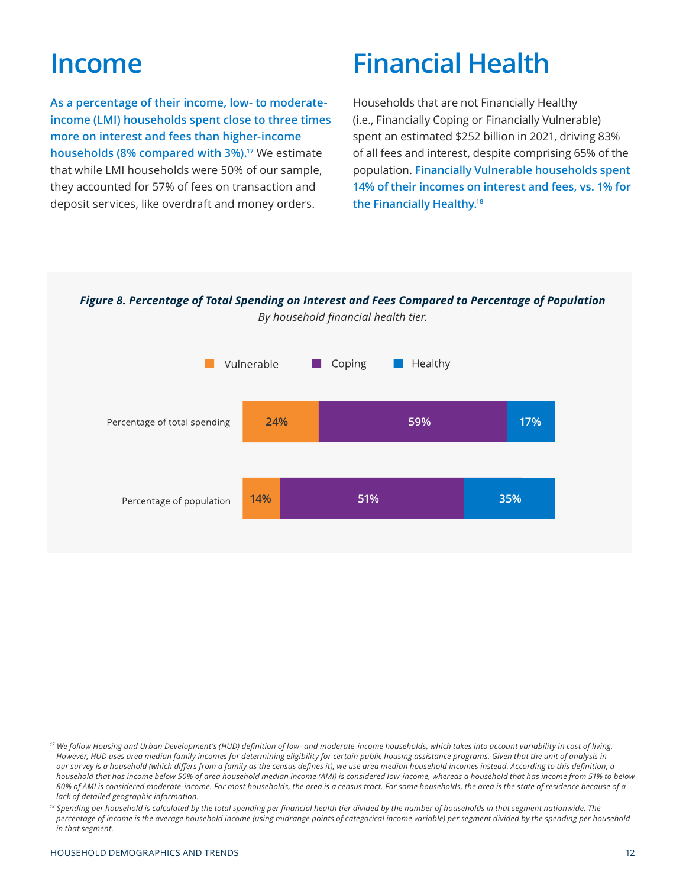# Income

**As a percentage of their income, low- to moderate-income (LMI) households spent close to three times more on interest and fees than higher-income households (8% compared with 3%).**[17] We estimate that while LMI households were 50% of our sample, they accounted for 57% of fees on transaction and deposit services, like overdraft and money orders.

# Financial Health

Households that are not Financially Healthy (i.e., Financially Coping or Financially Vulnerable) spent an estimated $252 billion in 2021, driving 83% of all fees and interest, despite comprising 65% of the population. **Financially Vulnerable households spent 14% of their incomes on interest and fees, vs. 1% for the Financially Healthy.**[18]

***Figure 8. Percentage of Total Spending on Interest and Fees Compared to Percentage of Population***
*By household financial health tier.*

| | Vulnerable | Coping | Healthy |
|---|---|---|---|
| Percentage of total spending | 24% | 59% | 17% |
| Percentage of population | 14% | 51% | 35% |

[17] *We follow Housing and Urban Development's (HUD) definition of low- and moderate-income households, which takes into account variability in cost of living. However, HUD uses area median family incomes for determining eligibility for certain public housing assistance programs. Given that the unit of analysis in our survey is a household (which differs from a family as the census defines it), we use area median household incomes instead. According to this definition, a household that has income below 50% of area household median income (AMI) is considered low-income, whereas a household that has income from 51% to below 80% of AMI is considered moderate-income. For most households, the area is a census tract. For some households, the area is the state of residence because of a lack of detailed geographic information.*

[18] *Spending per household is calculated by the total spending per financial health tier divided by the number of households in that segment nationwide. The percentage of income is the average household income (using midrange points of categorical income variable) per segment divided by the spending per household in that segment.*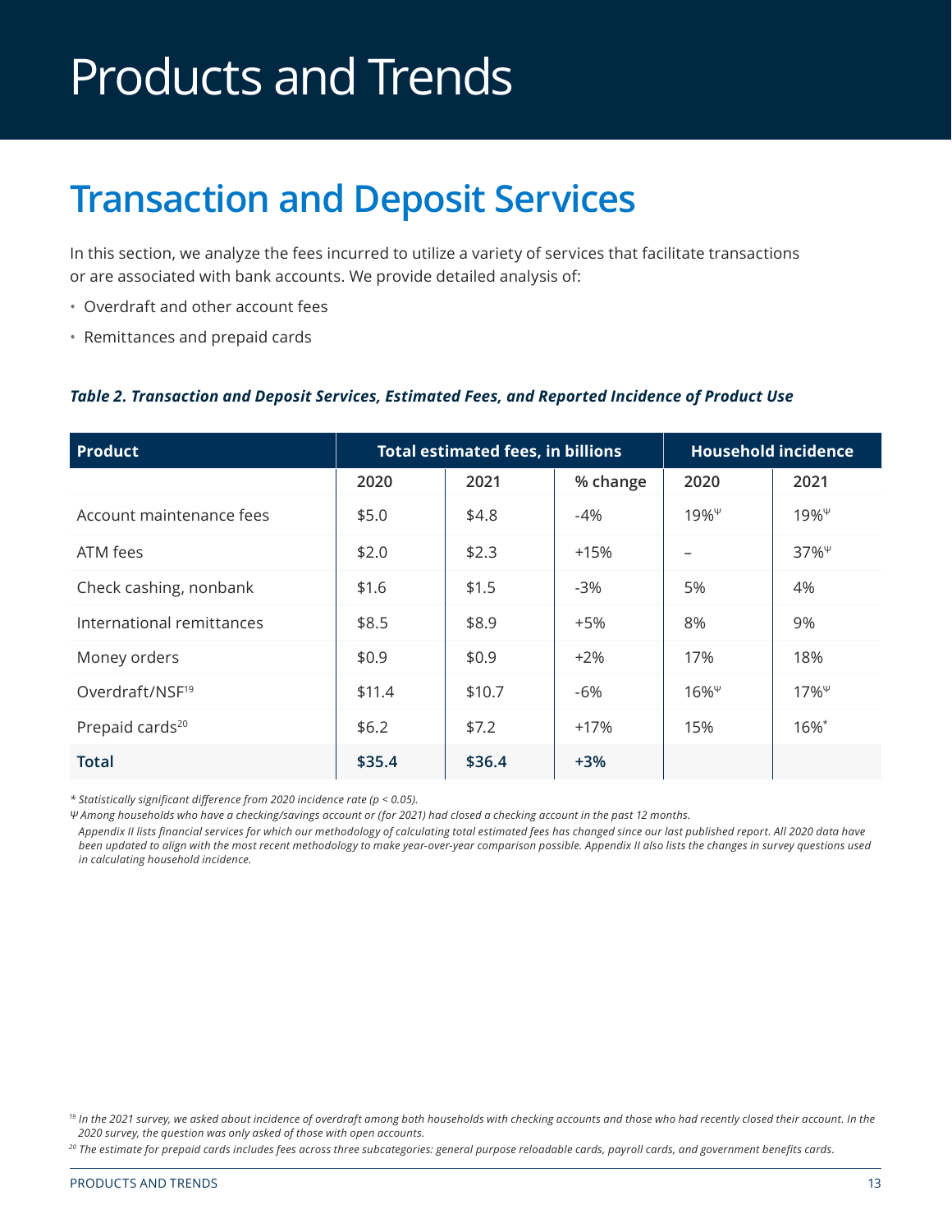# Products and Trends

## Transaction and Deposit Services

In this section, we analyze the fees incurred to utilize a variety of services that facilitate transactions or are associated with bank accounts. We provide detailed analysis of:

- Overdraft and other account fees
- Remittances and prepaid cards

*Table 2. Transaction and Deposit Services, Estimated Fees, and Reported Incidence of Product Use*

| Product | Total estimated fees, in billions | | | Household incidence | |
|---|---|---|---|---|---|
| | 2020 | 2021 | % change | 2020 | 2021 |
| Account maintenance fees | $5.0 | $4.8 | -4% | 19%Ψ | 19%Ψ |
| ATM fees | $2.0 | $2.3 | +15% | – | 37%Ψ |
| Check cashing, nonbank | $1.6 | $1.5 | -3% | 5% | 4% |
| International remittances | $8.5 | $8.9 | +5% | 8% | 9% |
| Money orders | $0.9 | $0.9 | +2% | 17% | 18% |
| Overdraft/NSF[19] | $11.4 | $10.7 | -6% | 16%Ψ | 17%Ψ |
| Prepaid cards[20] | $6.2 | $7.2 | +17% | 15% | 16%* |
| **Total** | **$35.4** | **$36.4** | **+3%** | | |

*\* Statistically significant difference from 2020 incidence rate ($p < 0.05$).*

*Ψ Among households who have a checking/savings account or (for 2021) had closed a checking account in the past 12 months.*

*Appendix II lists financial services for which our methodology of calculating total estimated fees has changed since our last published report. All 2020 data have been updated to align with the most recent methodology to make year-over-year comparison possible. Appendix II also lists the changes in survey questions used in calculating household incidence.*

*[19] In the 2021 survey, we asked about incidence of overdraft among both households with checking accounts and those who had recently closed their account. In the 2020 survey, the question was only asked of those with open accounts.*

*[20] The estimate for prepaid cards includes fees across three subcategories: general purpose reloadable cards, payroll cards, and government benefits cards.*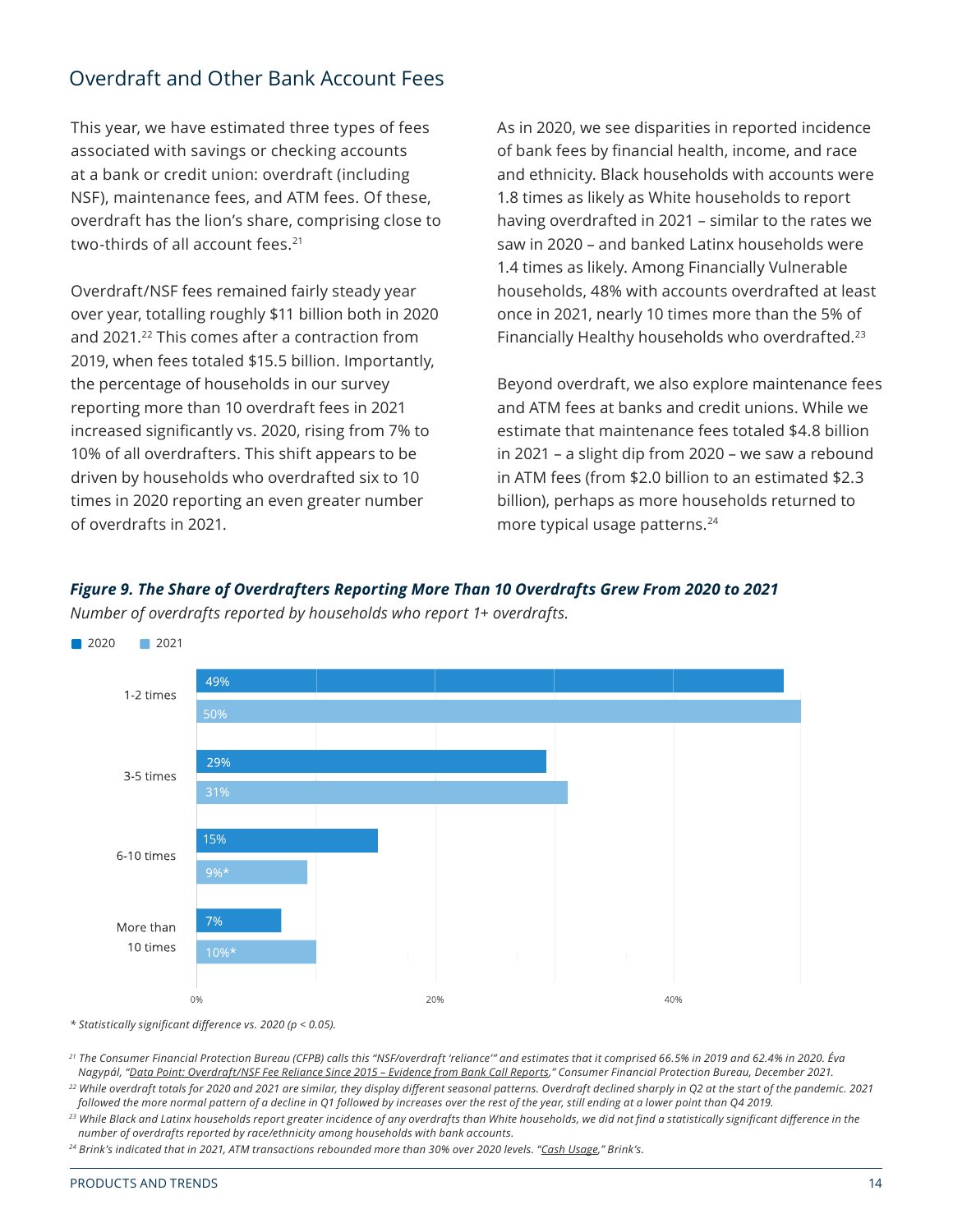## Overdraft and Other Bank Account Fees

This year, we have estimated three types of fees associated with savings or checking accounts at a bank or credit union: overdraft (including NSF), maintenance fees, and ATM fees. Of these, overdraft has the lion's share, comprising close to two-thirds of all account fees.[21]

Overdraft/NSF fees remained fairly steady year over year, totalling roughly $11 billion both in 2020 and 2021.[22] This comes after a contraction from 2019, when fees totaled $15.5 billion. Importantly, the percentage of households in our survey reporting more than 10 overdraft fees in 2021 increased significantly vs. 2020, rising from 7% to 10% of all overdrafters. This shift appears to be driven by households who overdrafted six to 10 times in 2020 reporting an even greater number of overdrafts in 2021.

As in 2020, we see disparities in reported incidence of bank fees by financial health, income, and race and ethnicity. Black households with accounts were 1.8 times as likely as White households to report having overdrafted in 2021 – similar to the rates we saw in 2020 – and banked Latinx households were 1.4 times as likely. Among Financially Vulnerable households, 48% with accounts overdrafted at least once in 2021, nearly 10 times more than the 5% of Financially Healthy households who overdrafted.[23]

Beyond overdraft, we also explore maintenance fees and ATM fees at banks and credit unions. While we estimate that maintenance fees totaled $4.8 billion in 2021 – a slight dip from 2020 – we saw a rebound in ATM fees (from $2.0 billion to an estimated $2.3 billion), perhaps as more households returned to more typical usage patterns.[24]

***Figure 9. The Share of Overdrafters Reporting More Than 10 Overdrafts Grew From 2020 to 2021***

*Number of overdrafts reported by households who report 1+ overdrafts.*

| Number of overdrafts | 2020 | 2021 |
|---|---|---|
| 1-2 times | 49% | 50% |
| 3-5 times | 29% | 31% |
| 6-10 times | 15% | 9%* |
| More than 10 times | 7% | 10%* |

*\* Statistically significant difference vs. 2020 ($p < 0.05$).*

[21] The Consumer Financial Protection Bureau (CFPB) calls this "NSF/overdraft 'reliance'" and estimates that it comprised 66.5% in 2019 and 62.4% in 2020. Éva Nagypál, "Data Point: Overdraft/NSF Fee Reliance Since 2015 – Evidence from Bank Call Reports," Consumer Financial Protection Bureau, December 2021.

[22] While overdraft totals for 2020 and 2021 are similar, they display different seasonal patterns. Overdraft declined sharply in Q2 at the start of the pandemic. 2021 followed the more normal pattern of a decline in Q1 followed by increases over the rest of the year, still ending at a lower point than Q4 2019.

[23] While Black and Latinx households report greater incidence of any overdrafts than White households, we did not find a statistically significant difference in the number of overdrafts reported by race/ethnicity among households with bank accounts.

[24] Brink's indicated that in 2021, ATM transactions rebounded more than 30% over 2020 levels. "Cash Usage," Brink's.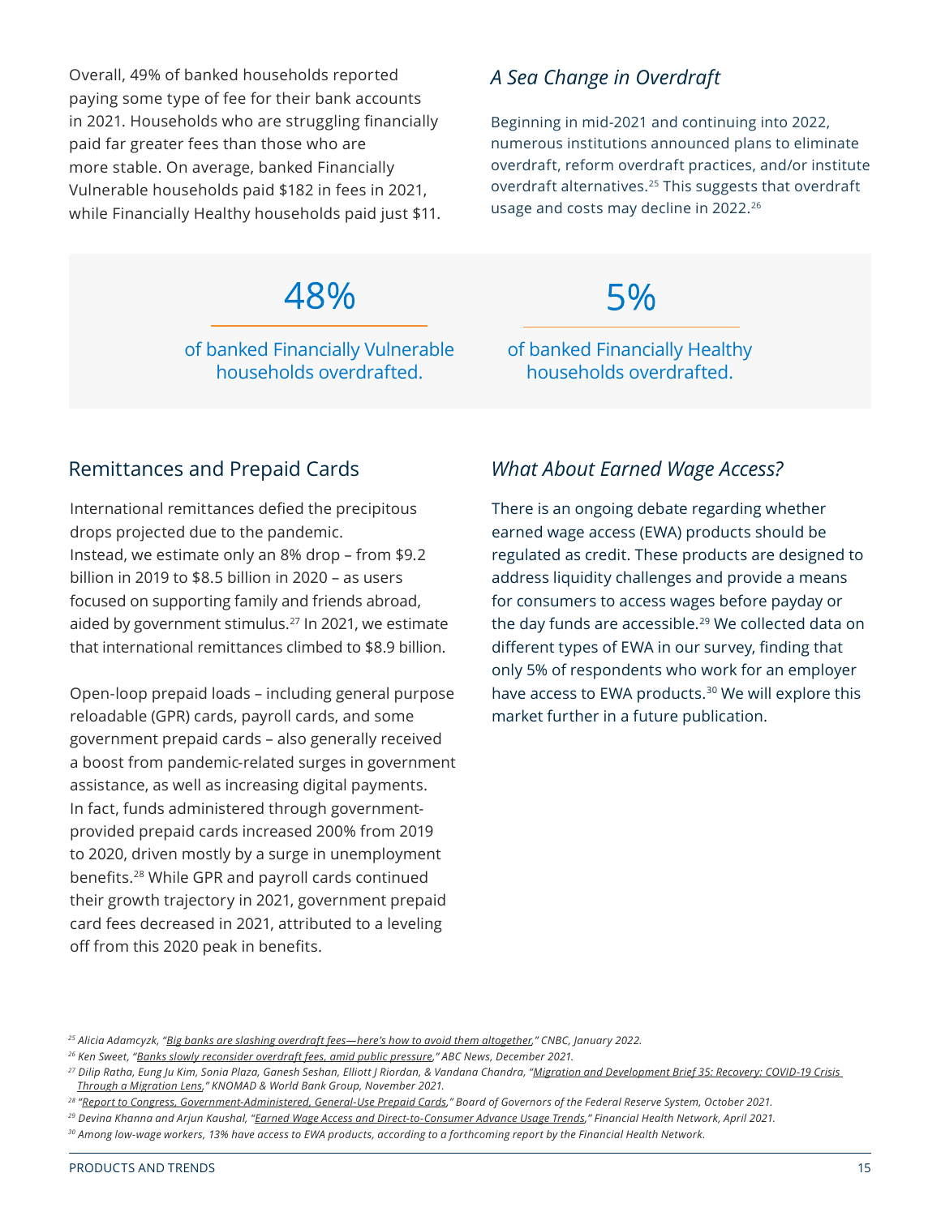Overall, 49% of banked households reported paying some type of fee for their bank accounts in 2021. Households who are struggling financially paid far greater fees than those who are more stable. On average, banked Financially Vulnerable households paid $182 in fees in 2021, while Financially Healthy households paid just $11.

### *A Sea Change in Overdraft*

Beginning in mid-2021 and continuing into 2022, numerous institutions announced plans to eliminate overdraft, reform overdraft practices, and/or institute overdraft alternatives.[25] This suggests that overdraft usage and costs may decline in 2022.[26]

**48%**

of banked Financially Vulnerable households overdrafted.

**5%**

of banked Financially Healthy households overdrafted.

## Remittances and Prepaid Cards

International remittances defied the precipitous drops projected due to the pandemic. Instead, we estimate only an 8% drop – from $9.2 billion in 2019 to $8.5 billion in 2020 – as users focused on supporting family and friends abroad, aided by government stimulus.[27] In 2021, we estimate that international remittances climbed to $8.9 billion.

Open-loop prepaid loads – including general purpose reloadable (GPR) cards, payroll cards, and some government prepaid cards – also generally received a boost from pandemic-related surges in government assistance, as well as increasing digital payments. In fact, funds administered through government-provided prepaid cards increased 200% from 2019 to 2020, driven mostly by a surge in unemployment benefits.[28] While GPR and payroll cards continued their growth trajectory in 2021, government prepaid card fees decreased in 2021, attributed to a leveling off from this 2020 peak in benefits.

### *What About Earned Wage Access?*

There is an ongoing debate regarding whether earned wage access (EWA) products should be regulated as credit. These products are designed to address liquidity challenges and provide a means for consumers to access wages before payday or the day funds are accessible.[29] We collected data on different types of EWA in our survey, finding that only 5% of respondents who work for an employer have access to EWA products.[30] We will explore this market further in a future publication.

---

*[25] Alicia Adamcyzk, "Big banks are slashing overdraft fees—here's how to avoid them altogether," CNBC, January 2022.*

*[26] Ken Sweet, "Banks slowly reconsider overdraft fees, amid public pressure," ABC News, December 2021.*

*[27] Dilip Ratha, Eung Ju Kim, Sonia Plaza, Ganesh Seshan, Elliott J Riordan, & Vandana Chandra, "Migration and Development Brief 35: Recovery: COVID-19 Crisis Through a Migration Lens," KNOMAD & World Bank Group, November 2021.*

*[28] "Report to Congress, Government-Administered, General-Use Prepaid Cards," Board of Governors of the Federal Reserve System, October 2021.*

*[29] Devina Khanna and Arjun Kaushal, "Earned Wage Access and Direct-to-Consumer Advance Usage Trends," Financial Health Network, April 2021.*

*[30] Among low-wage workers, 13% have access to EWA products, according to a forthcoming report by the Financial Health Network.*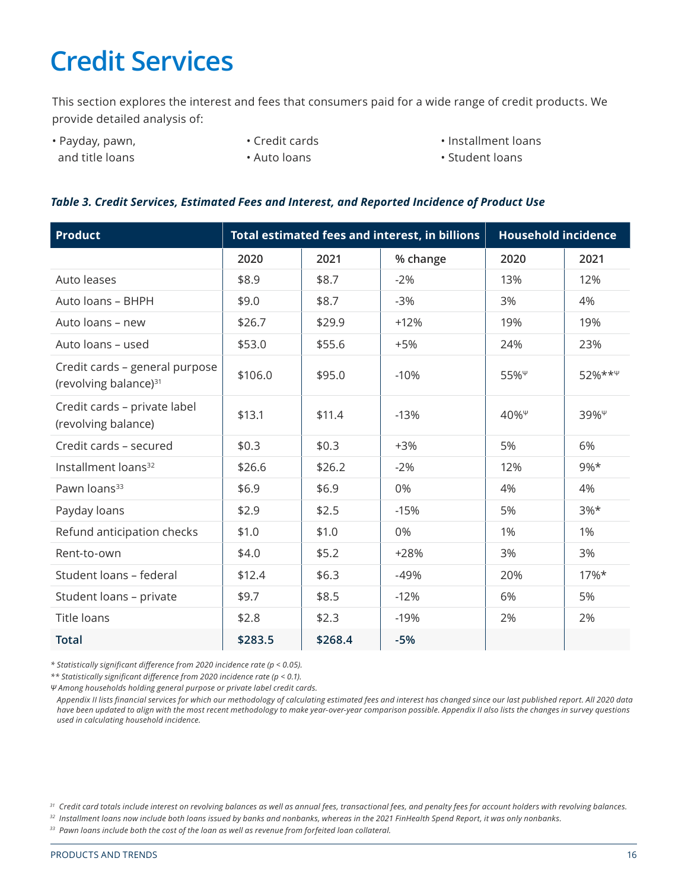# Credit Services

This section explores the interest and fees that consumers paid for a wide range of credit products. We provide detailed analysis of:

- Payday, pawn, and title loans
- Credit cards
- Auto loans
- Installment loans
- Student loans

***Table 3. Credit Services, Estimated Fees and Interest, and Reported Incidence of Product Use***

| Product | Total estimated fees and interest, in billions | | | Household incidence | |
|---|---|---|---|---|---|
| | 2020 | 2021 | % change | 2020 | 2021 |
| Auto leases | $8.9 | $8.7 | -2% | 13% | 12% |
| Auto loans – BHPH | $9.0 | $8.7 | -3% | 3% | 4% |
| Auto loans – new | $26.7 | $29.9 | +12% | 19% | 19% |
| Auto loans – used | $53.0 | $55.6 | +5% | 24% | 23% |
| Credit cards – general purpose (revolving balance)[31] | $106.0 | $95.0 | -10% | 55%Ψ | 52%**Ψ |
| Credit cards – private label (revolving balance) | $13.1 | $11.4 | -13% | 40%Ψ | 39%Ψ |
| Credit cards – secured | $0.3 | $0.3 | +3% | 5% | 6% |
| Installment loans[32] | $26.6 | $26.2 | -2% | 12% | 9%* |
| Pawn loans[33] | $6.9 | $6.9 | 0% | 4% | 4% |
| Payday loans | $2.9 | $2.5 | -15% | 5% | 3%* |
| Refund anticipation checks | $1.0 | $1.0 | 0% | 1% | 1% |
| Rent-to-own | $4.0 | $5.2 | +28% | 3% | 3% |
| Student loans – federal | $12.4 | $6.3 | -49% | 20% | 17%* |
| Student loans – private | $9.7 | $8.5 | -12% | 6% | 5% |
| Title loans | $2.8 | $2.3 | -19% | 2% | 2% |
| **Total** | **$283.5** | **$268.4** | **-5%** | | |

*\* Statistically significant difference from 2020 incidence rate ($p < 0.05$).*

*\*\* Statistically significant difference from 2020 incidence rate ($p < 0.1$).*

*Ψ Among households holding general purpose or private label credit cards.*

*Appendix II lists financial services for which our methodology of calculating estimated fees and interest has changed since our last published report. All 2020 data have been updated to align with the most recent methodology to make year-over-year comparison possible. Appendix II also lists the changes in survey questions used in calculating household incidence.*

*[31] Credit card totals include interest on revolving balances as well as annual fees, transactional fees, and penalty fees for account holders with revolving balances.*

*[32] Installment loans now include both loans issued by banks and nonbanks, whereas in the 2021 FinHealth Spend Report, it was only nonbanks.*

*[33] Pawn loans include both the cost of the loan as well as revenue from forfeited loan collateral.*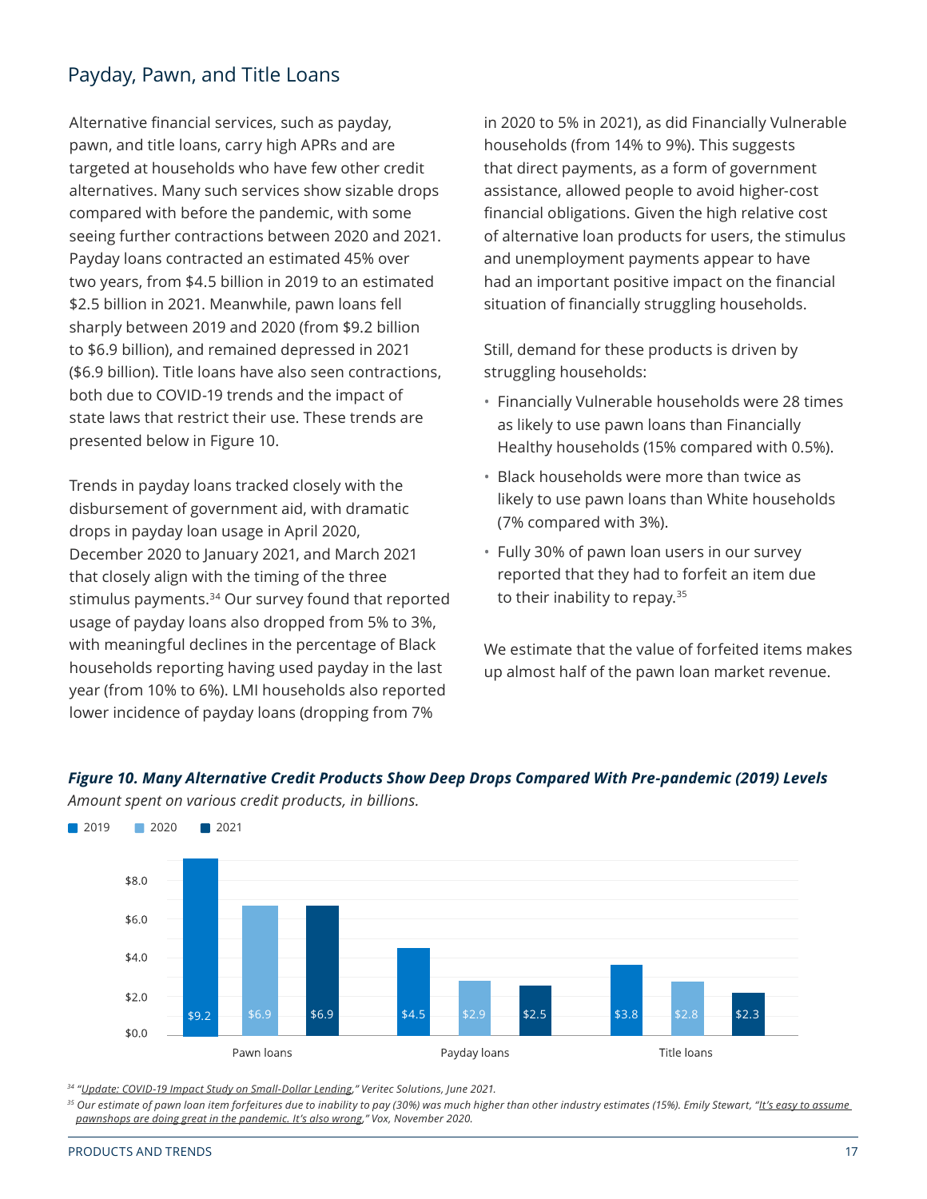## Payday, Pawn, and Title Loans

Alternative financial services, such as payday, pawn, and title loans, carry high APRs and are targeted at households who have few other credit alternatives. Many such services show sizable drops compared with before the pandemic, with some seeing further contractions between 2020 and 2021. Payday loans contracted an estimated 45% over two years, from $4.5 billion in 2019 to an estimated $2.5 billion in 2021. Meanwhile, pawn loans fell sharply between 2019 and 2020 (from $9.2 billion to $6.9 billion), and remained depressed in 2021 ($6.9 billion). Title loans have also seen contractions, both due to COVID-19 trends and the impact of state laws that restrict their use. These trends are presented below in Figure 10.

Trends in payday loans tracked closely with the disbursement of government aid, with dramatic drops in payday loan usage in April 2020, December 2020 to January 2021, and March 2021 that closely align with the timing of the three stimulus payments.[34] Our survey found that reported usage of payday loans also dropped from 5% to 3%, with meaningful declines in the percentage of Black households reporting having used payday in the last year (from 10% to 6%). LMI households also reported lower incidence of payday loans (dropping from 7% in 2020 to 5% in 2021), as did Financially Vulnerable households (from 14% to 9%). This suggests that direct payments, as a form of government assistance, allowed people to avoid higher-cost financial obligations. Given the high relative cost of alternative loan products for users, the stimulus and unemployment payments appear to have had an important positive impact on the financial situation of financially struggling households.

Still, demand for these products is driven by struggling households:

- Financially Vulnerable households were 28 times as likely to use pawn loans than Financially Healthy households (15% compared with 0.5%).
- Black households were more than twice as likely to use pawn loans than White households (7% compared with 3%).
- Fully 30% of pawn loan users in our survey reported that they had to forfeit an item due to their inability to repay.[35]

We estimate that the value of forfeited items makes up almost half of the pawn loan market revenue.

***Figure 10. Many Alternative Credit Products Show Deep Drops Compared With Pre-pandemic (2019) Levels***

*Amount spent on various credit products, in billions.*

| | 2019 | 2020 | 2021 |
|---|---|---|---|
| Pawn loans | $9.2 | $6.9 | $6.9 |
| Payday loans | $4.5 | $2.9 | $2.5 |
| Title loans | $3.8 | $2.8 | $2.3 |

[34] "Update: COVID-19 Impact Study on Small-Dollar Lending," Veritec Solutions, June 2021.

[35] Our estimate of pawn loan item forfeitures due to inability to pay (30%) was much higher than other industry estimates (15%). Emily Stewart, "It's easy to assume pawnshops are doing great in the pandemic. It's also wrong," Vox, November 2020.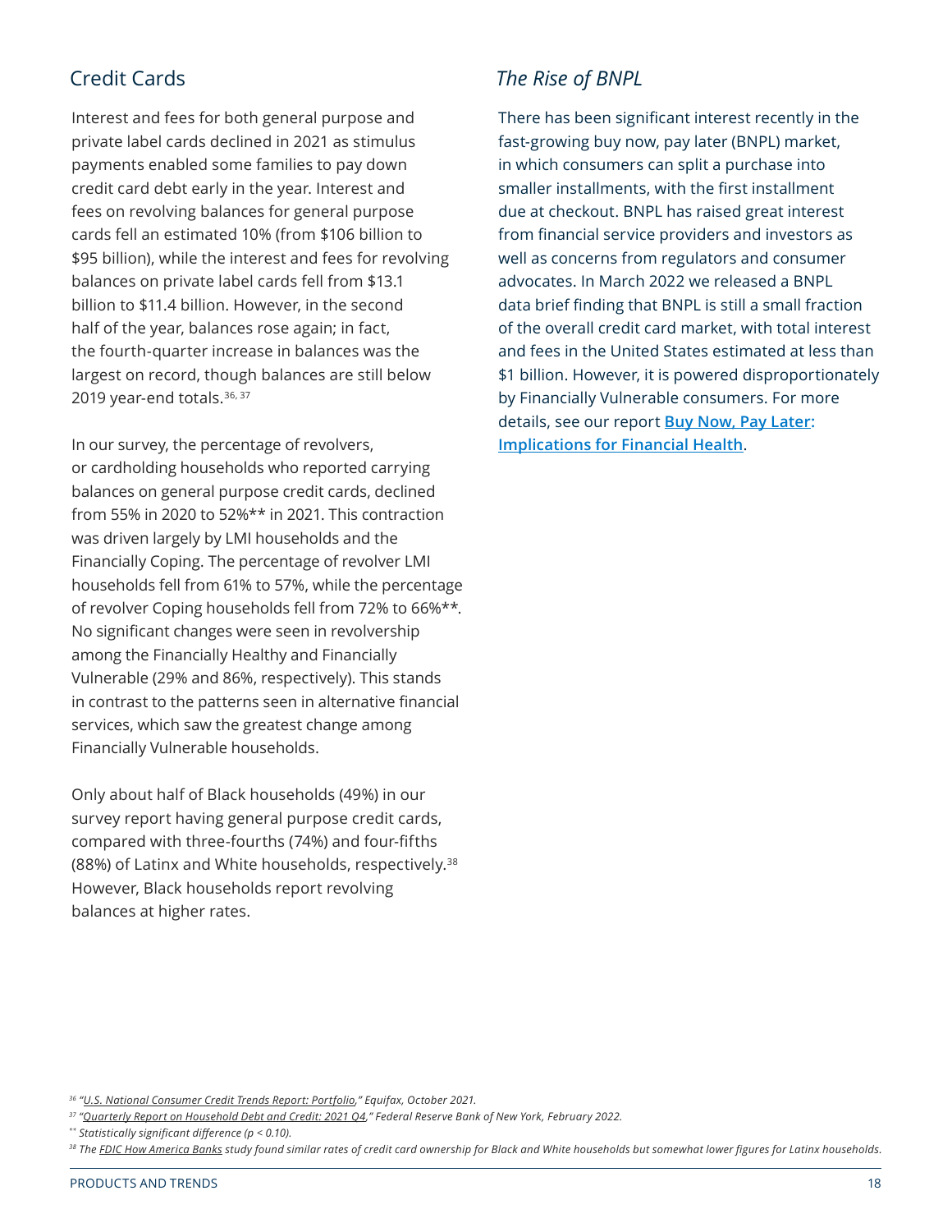## Credit Cards

Interest and fees for both general purpose and private label cards declined in 2021 as stimulus payments enabled some families to pay down credit card debt early in the year. Interest and fees on revolving balances for general purpose cards fell an estimated 10% (from $106 billion to $95 billion), while the interest and fees for revolving balances on private label cards fell from $13.1 billion to $11.4 billion. However, in the second half of the year, balances rose again; in fact, the fourth-quarter increase in balances was the largest on record, though balances are still below 2019 year-end totals.[36, 37]

In our survey, the percentage of revolvers, or cardholding households who reported carrying balances on general purpose credit cards, declined from 55% in 2020 to 52%** in 2021. This contraction was driven largely by LMI households and the Financially Coping. The percentage of revolver LMI households fell from 61% to 57%, while the percentage of revolver Coping households fell from 72% to 66%**. No significant changes were seen in revolvership among the Financially Healthy and Financially Vulnerable (29% and 86%, respectively). This stands in contrast to the patterns seen in alternative financial services, which saw the greatest change among Financially Vulnerable households.

Only about half of Black households (49%) in our survey report having general purpose credit cards, compared with three-fourths (74%) and four-fifths (88%) of Latinx and White households, respectively.[38] However, Black households report revolving balances at higher rates.

## *The Rise of BNPL*

There has been significant interest recently in the fast-growing buy now, pay later (BNPL) market, in which consumers can split a purchase into smaller installments, with the first installment due at checkout. BNPL has raised great interest from financial service providers and investors as well as concerns from regulators and consumer advocates. In March 2022 we released a BNPL data brief finding that BNPL is still a small fraction of the overall credit card market, with total interest and fees in the United States estimated at less than $1 billion. However, it is powered disproportionately by Financially Vulnerable consumers. For more details, see our report **Buy Now, Pay Later: Implications for Financial Health**.

---

*[36] "U.S. National Consumer Credit Trends Report: Portfolio," Equifax, October 2021.*

*[37] "Quarterly Report on Household Debt and Credit: 2021 Q4," Federal Reserve Bank of New York, February 2022.*

*** Statistically significant difference ($p < 0.10$).*

*[38] The FDIC How America Banks study found similar rates of credit card ownership for Black and White households but somewhat lower figures for Latinx households.*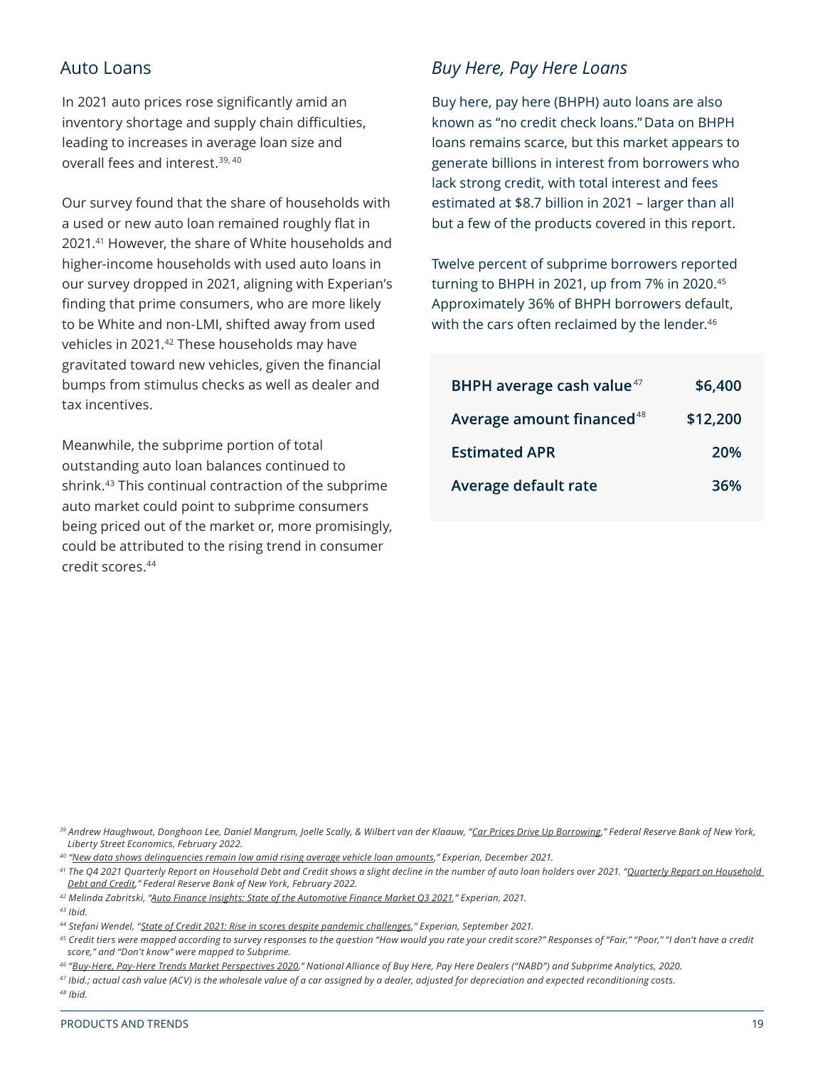## Auto Loans

In 2021 auto prices rose significantly amid an inventory shortage and supply chain difficulties, leading to increases in average loan size and overall fees and interest.[39, 40]

Our survey found that the share of households with a used or new auto loan remained roughly flat in 2021.[41] However, the share of White households and higher-income households with used auto loans in our survey dropped in 2021, aligning with Experian's finding that prime consumers, who are more likely to be White and non-LMI, shifted away from used vehicles in 2021.[42] These households may have gravitated toward new vehicles, given the financial bumps from stimulus checks as well as dealer and tax incentives.

Meanwhile, the subprime portion of total outstanding auto loan balances continued to shrink.[43] This continual contraction of the subprime auto market could point to subprime consumers being priced out of the market or, more promisingly, could be attributed to the rising trend in consumer credit scores.[44]

### *Buy Here, Pay Here Loans*

Buy here, pay here (BHPH) auto loans are also known as "no credit check loans." Data on BHPH loans remains scarce, but this market appears to generate billions in interest from borrowers who lack strong credit, with total interest and fees estimated at $8.7 billion in 2021 – larger than all but a few of the products covered in this report.

Twelve percent of subprime borrowers reported turning to BHPH in 2021, up from 7% in 2020.[45] Approximately 36% of BHPH borrowers default, with the cars often reclaimed by the lender.[46]

| | |
|---|---|
| **BHPH average cash value**[47] | **$6,400** |
| **Average amount financed**[48] | **$12,200** |
| **Estimated APR** | **20%** |
| **Average default rate** | **36%** |

[39] *Andrew Haughwout, Donghoon Lee, Daniel Mangrum, Joelle Scally, & Wilbert van der Klaauw, "Car Prices Drive Up Borrowing," Federal Reserve Bank of New York, Liberty Street Economics, February 2022.*

[40] *"New data shows delinquencies remain low amid rising average vehicle loan amounts," Experian, December 2021.*

[41] *The Q4 2021 Quarterly Report on Household Debt and Credit shows a slight decline in the number of auto loan holders over 2021. "Quarterly Report on Household Debt and Credit," Federal Reserve Bank of New York, February 2022.*

[42] *Melinda Zabritski, "Auto Finance Insights: State of the Automotive Finance Market Q3 2021," Experian, 2021.*

[43] *Ibid.*

[44] *Stefani Wendel, "State of Credit 2021: Rise in scores despite pandemic challenges," Experian, September 2021.*

[45] *Credit tiers were mapped according to survey responses to the question "How would you rate your credit score?" Responses of "Fair," "Poor," "I don't have a credit score," and "Don't know" were mapped to Subprime.*

[46] *"Buy-Here, Pay-Here Trends Market Perspectives 2020," National Alliance of Buy Here, Pay Here Dealers ("NABD") and Subprime Analytics, 2020.*

[47] *Ibid.; actual cash value (ACV) is the wholesale value of a car assigned by a dealer, adjusted for depreciation and expected reconditioning costs.*

[48] *Ibid.*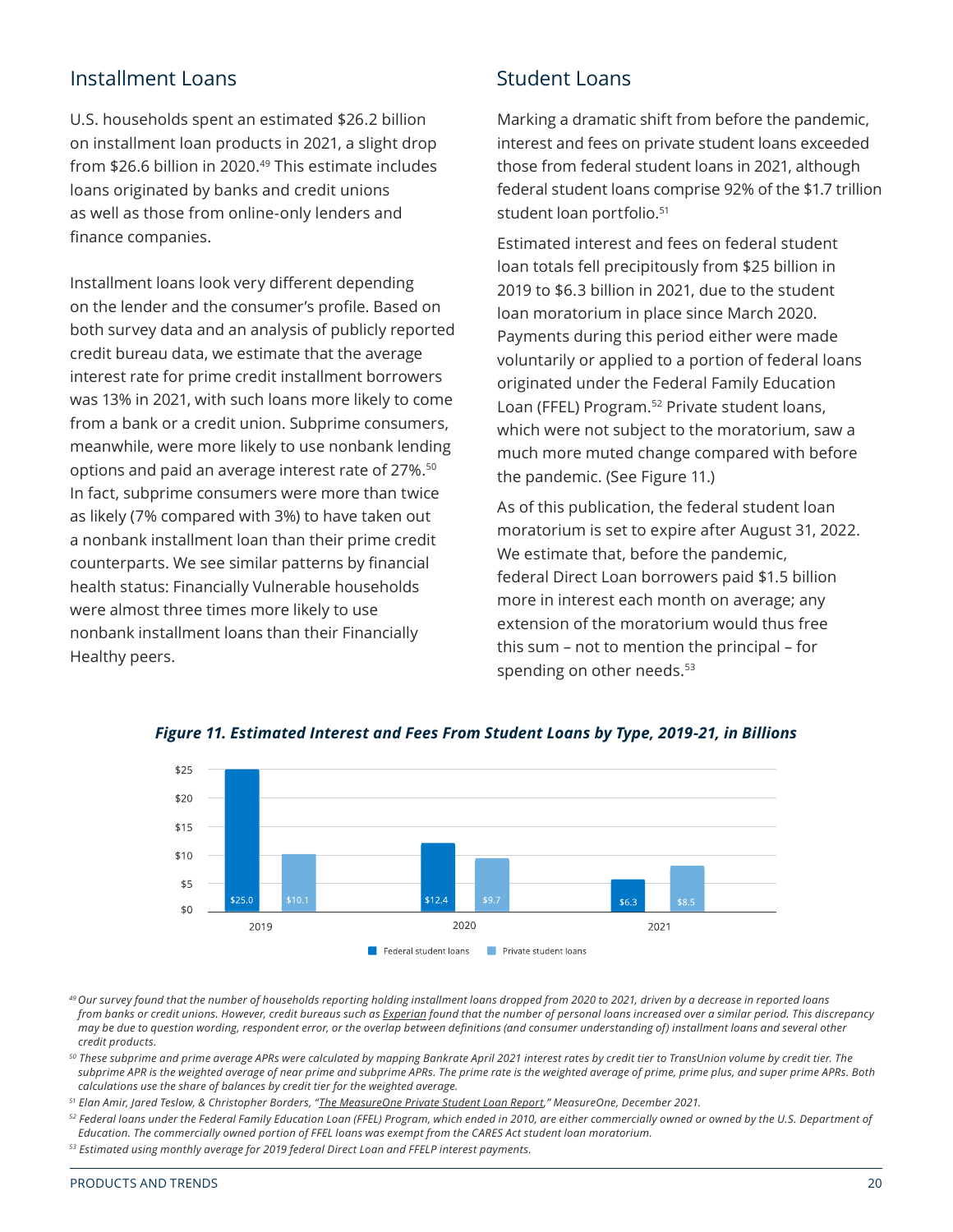## Installment Loans

U.S. households spent an estimated $26.2 billion on installment loan products in 2021, a slight drop from $26.6 billion in 2020.[49] This estimate includes loans originated by banks and credit unions as well as those from online-only lenders and finance companies.

Installment loans look very different depending on the lender and the consumer's profile. Based on both survey data and an analysis of publicly reported credit bureau data, we estimate that the average interest rate for prime credit installment borrowers was 13% in 2021, with such loans more likely to come from a bank or a credit union. Subprime consumers, meanwhile, were more likely to use nonbank lending options and paid an average interest rate of 27%.[50] In fact, subprime consumers were more than twice as likely (7% compared with 3%) to have taken out a nonbank installment loan than their prime credit counterparts. We see similar patterns by financial health status: Financially Vulnerable households were almost three times more likely to use nonbank installment loans than their Financially Healthy peers.

## Student Loans

Marking a dramatic shift from before the pandemic, interest and fees on private student loans exceeded those from federal student loans in 2021, although federal student loans comprise 92% of the $1.7 trillion student loan portfolio.[51]

Estimated interest and fees on federal student loan totals fell precipitously from $25 billion in 2019 to $6.3 billion in 2021, due to the student loan moratorium in place since March 2020. Payments during this period either were made voluntarily or applied to a portion of federal loans originated under the Federal Family Education Loan (FFEL) Program.[52] Private student loans, which were not subject to the moratorium, saw a much more muted change compared with before the pandemic. (See Figure 11.)

As of this publication, the federal student loan moratorium is set to expire after August 31, 2022. We estimate that, before the pandemic, federal Direct Loan borrowers paid $1.5 billion more in interest each month on average; any extension of the moratorium would thus free this sum – not to mention the principal – for spending on other needs.[53]

***Figure 11. Estimated Interest and Fees From Student Loans by Type, 2019-21, in Billions***

| Year | Federal student loans | Private student loans |
|---|---|---|
| 2019 | $25.0 | $10.1 |
| 2020 | $12.4 | $9.7 |
| 2021 | $6.3 | $8.5 |

*[49] Our survey found that the number of households reporting holding installment loans dropped from 2020 to 2021, driven by a decrease in reported loans from banks or credit unions. However, credit bureaus such as Experian found that the number of personal loans increased over a similar period. This discrepancy may be due to question wording, respondent error, or the overlap between definitions (and consumer understanding of) installment loans and several other credit products.*

*[50] These subprime and prime average APRs were calculated by mapping Bankrate April 2021 interest rates by credit tier to TransUnion volume by credit tier. The subprime APR is the weighted average of near prime and subprime APRs. The prime rate is the weighted average of prime, prime plus, and super prime APRs. Both calculations use the share of balances by credit tier for the weighted average.*

*[51] Elan Amir, Jared Teslow, & Christopher Borders, "The MeasureOne Private Student Loan Report," MeasureOne, December 2021.*

*[52] Federal loans under the Federal Family Education Loan (FFEL) Program, which ended in 2010, are either commercially owned or owned by the U.S. Department of Education. The commercially owned portion of FFEL loans was exempt from the CARES Act student loan moratorium.*

*[53] Estimated using monthly average for 2019 federal Direct Loan and FFELP interest payments.*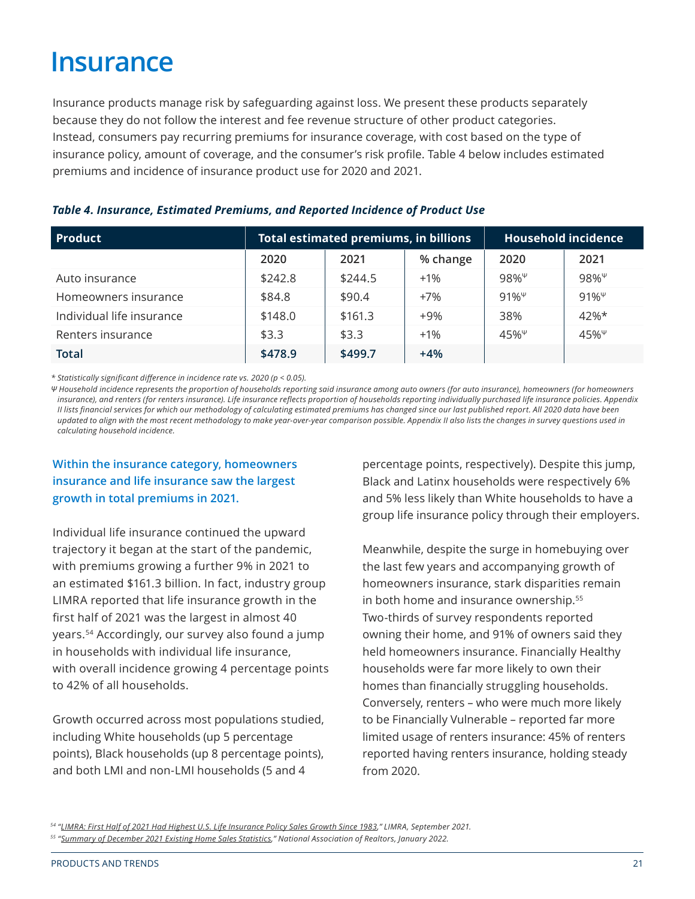# Insurance

Insurance products manage risk by safeguarding against loss. We present these products separately because they do not follow the interest and fee revenue structure of other product categories. Instead, consumers pay recurring premiums for insurance coverage, with cost based on the type of insurance policy, amount of coverage, and the consumer's risk profile. Table 4 below includes estimated premiums and incidence of insurance product use for 2020 and 2021.

***Table 4. Insurance, Estimated Premiums, and Reported Incidence of Product Use***

| Product | Total estimated premiums, in billions | | | Household incidence | |
|---|---|---|---|---|---|
| | 2020 | 2021 | % change | 2020 | 2021 |
| Auto insurance | $242.8 | $244.5 | +1% | 98%Ψ | 98%Ψ |
| Homeowners insurance | $84.8 | $90.4 | +7% | 91%Ψ | 91%Ψ |
| Individual life insurance | $148.0 | $161.3 | +9% | 38% | 42%* |
| Renters insurance | $3.3 | $3.3 | +1% | 45%Ψ | 45%Ψ |
| **Total** | **$478.9** | **$499.7** | **+4%** | | |

*\* Statistically significant difference in incidence rate vs. 2020 ($p < 0.05$).*

*Ψ Household incidence represents the proportion of households reporting said insurance among auto owners (for auto insurance), homeowners (for homeowners insurance), and renters (for renters insurance). Life insurance reflects proportion of households reporting individually purchased life insurance policies. Appendix II lists financial services for which our methodology of calculating estimated premiums has changed since our last published report. All 2020 data have been updated to align with the most recent methodology to make year-over-year comparison possible. Appendix II also lists the changes in survey questions used in calculating household incidence.*

**Within the insurance category, homeowners insurance and life insurance saw the largest growth in total premiums in 2021.**

Individual life insurance continued the upward trajectory it began at the start of the pandemic, with premiums growing a further 9% in 2021 to an estimated $161.3 billion. In fact, industry group LIMRA reported that life insurance growth in the first half of 2021 was the largest in almost 40 years.[54] Accordingly, our survey also found a jump in households with individual life insurance, with overall incidence growing 4 percentage points to 42% of all households.

Growth occurred across most populations studied, including White households (up 5 percentage points), Black households (up 8 percentage points), and both LMI and non-LMI households (5 and 4 percentage points, respectively). Despite this jump, Black and Latinx households were respectively 6% and 5% less likely than White households to have a group life insurance policy through their employers.

Meanwhile, despite the surge in homebuying over the last few years and accompanying growth of homeowners insurance, stark disparities remain in both home and insurance ownership.[55] Two-thirds of survey respondents reported owning their home, and 91% of owners said they held homeowners insurance. Financially Healthy households were far more likely to own their homes than financially struggling households. Conversely, renters – who were much more likely to be Financially Vulnerable – reported far more limited usage of renters insurance: 45% of renters reported having renters insurance, holding steady from 2020.

[54] *"LIMRA: First Half of 2021 Had Highest U.S. Life Insurance Policy Sales Growth Since 1983," LIMRA, September 2021.*

[55] *"Summary of December 2021 Existing Home Sales Statistics," National Association of Realtors, January 2022.*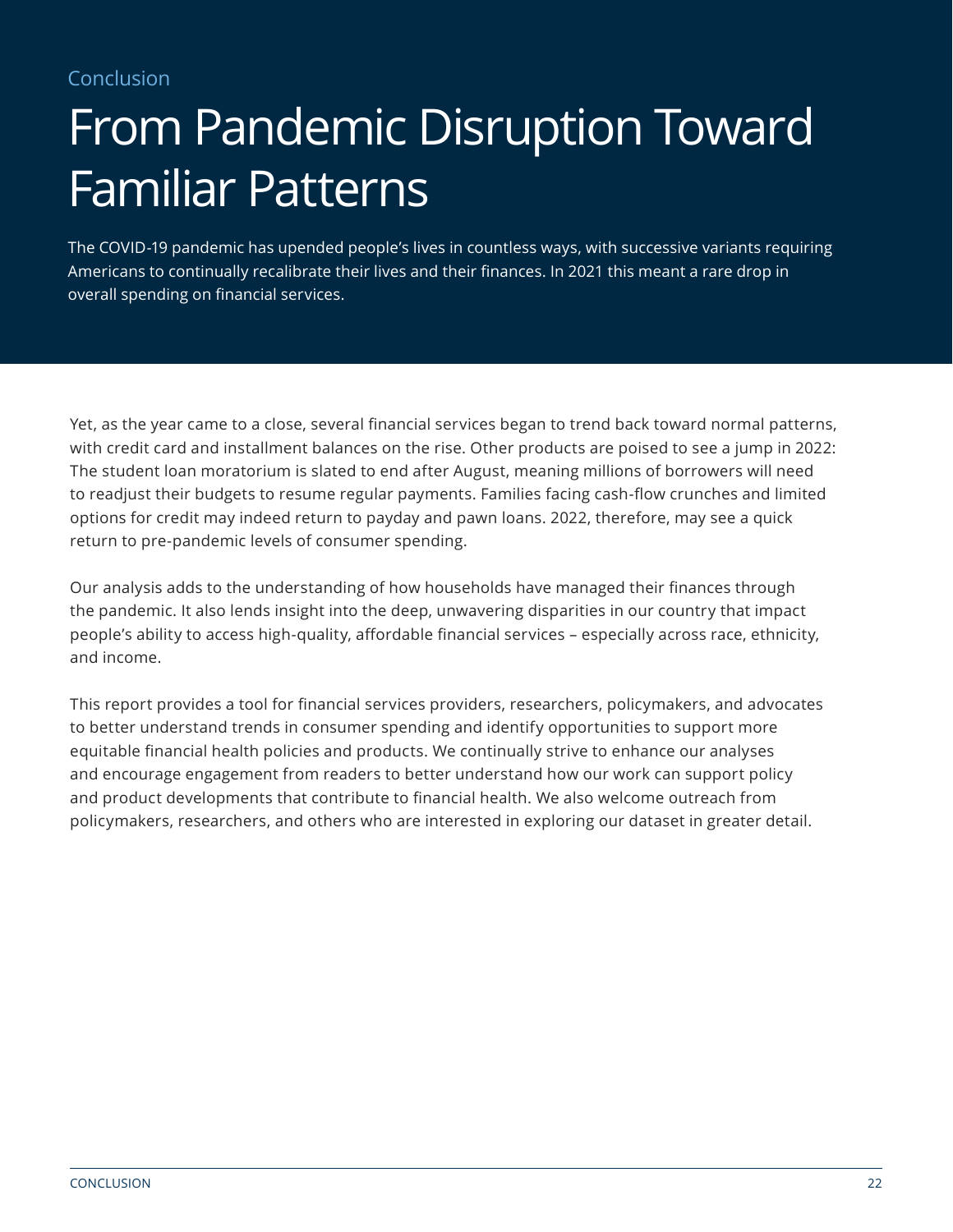Conclusion

# From Pandemic Disruption Toward Familiar Patterns

The COVID-19 pandemic has upended people's lives in countless ways, with successive variants requiring Americans to continually recalibrate their lives and their finances. In 2021 this meant a rare drop in overall spending on financial services.

Yet, as the year came to a close, several financial services began to trend back toward normal patterns, with credit card and installment balances on the rise. Other products are poised to see a jump in 2022: The student loan moratorium is slated to end after August, meaning millions of borrowers will need to readjust their budgets to resume regular payments. Families facing cash-flow crunches and limited options for credit may indeed return to payday and pawn loans. 2022, therefore, may see a quick return to pre-pandemic levels of consumer spending.

Our analysis adds to the understanding of how households have managed their finances through the pandemic. It also lends insight into the deep, unwavering disparities in our country that impact people's ability to access high-quality, affordable financial services – especially across race, ethnicity, and income.

This report provides a tool for financial services providers, researchers, policymakers, and advocates to better understand trends in consumer spending and identify opportunities to support more equitable financial health policies and products. We continually strive to enhance our analyses and encourage engagement from readers to better understand how our work can support policy and product developments that contribute to financial health. We also welcome outreach from policymakers, researchers, and others who are interested in exploring our dataset in greater detail.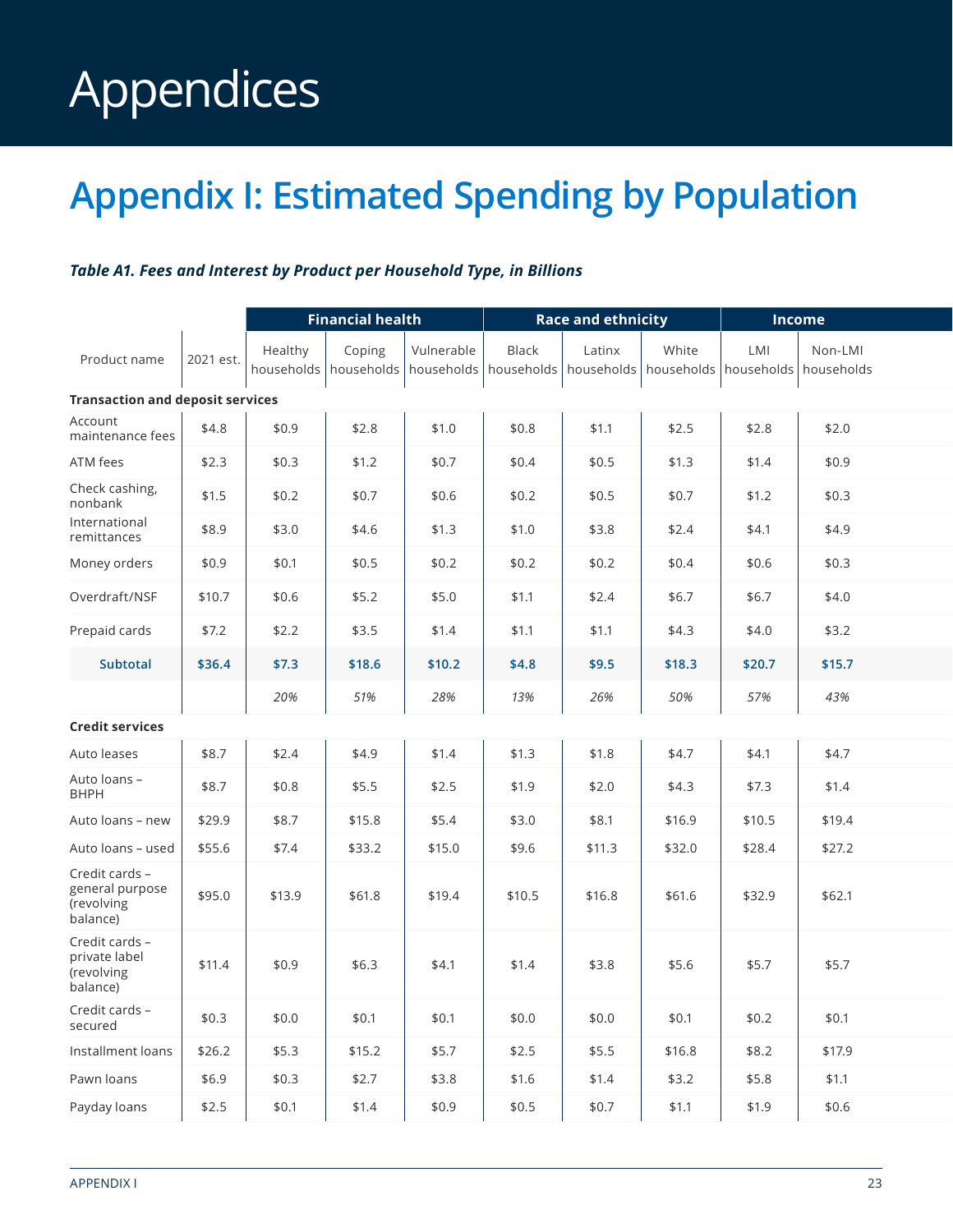# Appendices

## Appendix I: Estimated Spending by Population

***Table A1. Fees and Interest by Product per Household Type, in Billions***

| | | Financial health | | | Race and ethnicity | | | Income | |
|---|---|---|---|---|---|---|---|---|---|
| Product name | 2021 est. | Healthy households | Coping households | Vulnerable households | Black households | Latinx households | White households | LMI households | Non-LMI households |
| **Transaction and deposit services** | | | | | | | | | |
| Account maintenance fees | $4.8 | $0.9 | $2.8 | $1.0 | $0.8 | $1.1 | $2.5 | $2.8 | $2.0 |
| ATM fees | $2.3 | $0.3 | $1.2 | $0.7 | $0.4 | $0.5 | $1.3 | $1.4 | $0.9 |
| Check cashing, nonbank | $1.5 | $0.2 | $0.7 | $0.6 | $0.2 | $0.5 | $0.7 | $1.2 | $0.3 |
| International remittances | $8.9 | $3.0 | $4.6 | $1.3 | $1.0 | $3.8 | $2.4 | $4.1 | $4.9 |
| Money orders | $0.9 | $0.1 | $0.5 | $0.2 | $0.2 | $0.2 | $0.4 | $0.6 | $0.3 |
| Overdraft/NSF | $10.7 | $0.6 | $5.2 | $5.0 | $1.1 | $2.4 | $6.7 | $6.7 | $4.0 |
| Prepaid cards | $7.2 | $2.2 | $3.5 | $1.4 | $1.1 | $1.1 | $4.3 | $4.0 | $3.2 |
| **Subtotal** | **$36.4** | **$7.3** | **$18.6** | **$10.2** | **$4.8** | **$9.5** | **$18.3** | **$20.7** | **$15.7** |
| | | *20%* | *51%* | *28%* | *13%* | *26%* | *50%* | *57%* | *43%* |
| **Credit services** | | | | | | | | | |
| Auto leases | $8.7 | $2.4 | $4.9 | $1.4 | $1.3 | $1.8 | $4.7 | $4.1 | $4.7 |
| Auto loans – BHPH | $8.7 | $0.8 | $5.5 | $2.5 | $1.9 | $2.0 | $4.3 | $7.3 | $1.4 |
| Auto loans – new | $29.9 | $8.7 | $15.8 | $5.4 | $3.0 | $8.1 | $16.9 | $10.5 | $19.4 |
| Auto loans – used | $55.6 | $7.4 | $33.2 | $15.0 | $9.6 | $11.3 | $32.0 | $28.4 | $27.2 |
| Credit cards – general purpose (revolving balance) | $95.0 | $13.9 | $61.8 | $19.4 | $10.5 | $16.8 | $61.6 | $32.9 | $62.1 |
| Credit cards – private label (revolving balance) | $11.4 | $0.9 | $6.3 | $4.1 | $1.4 | $3.8 | $5.6 | $5.7 | $5.7 |
| Credit cards – secured | $0.3 | $0.0 | $0.1 | $0.1 | $0.0 | $0.0 | $0.1 | $0.2 | $0.1 |
| Installment loans | $26.2 | $5.3 | $15.2 | $5.7 | $2.5 | $5.5 | $16.8 | $8.2 | $17.9 |
| Pawn loans | $6.9 | $0.3 | $2.7 | $3.8 | $1.6 | $1.4 | $3.2 | $5.8 | $1.1 |
| Payday loans | $2.5 | $0.1 | $1.4 | $0.9 | $0.5 | $0.7 | $1.1 | $1.9 | $0.6 |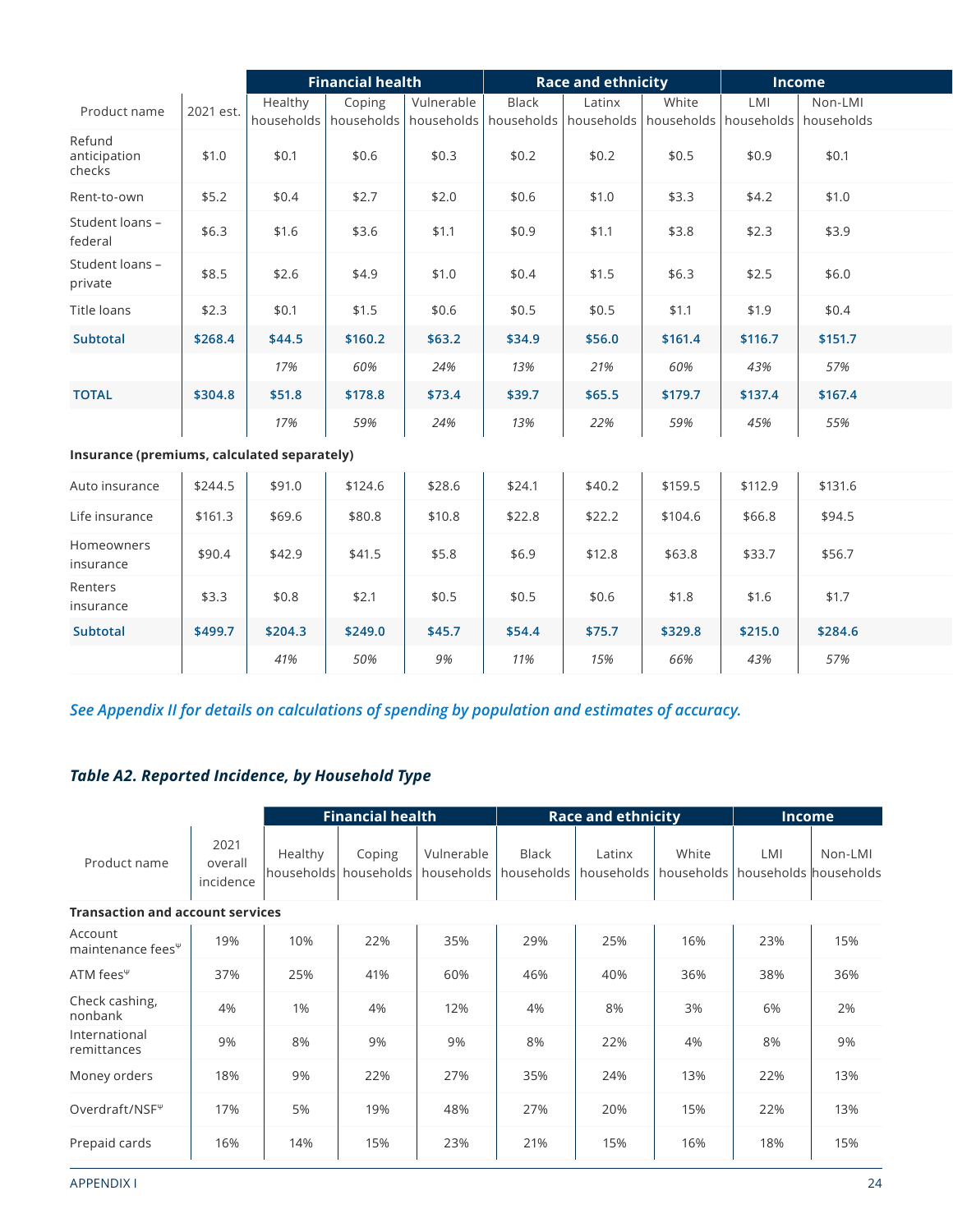| | | Financial health | | | Race and ethnicity | | | Income | |
|---|---|---|---|---|---|---|---|---|---|
| Product name | 2021 est. | Healthy households | Coping households | Vulnerable households | Black households | Latinx households | White households | LMI households | Non-LMI households |
| Refund anticipation checks | $1.0 | $0.1 | $0.6 | $0.3 | $0.2 | $0.2 | $0.5 | $0.9 | $0.1 |
| Rent-to-own | $5.2 | $0.4 | $2.7 | $2.0 | $0.6 | $1.0 | $3.3 | $4.2 | $1.0 |
| Student loans – federal | $6.3 | $1.6 | $3.6 | $1.1 | $0.9 | $1.1 | $3.8 | $2.3 | $3.9 |
| Student loans – private | $8.5 | $2.6 | $4.9 | $1.0 | $0.4 | $1.5 | $6.3 | $2.5 | $6.0 |
| Title loans | $2.3 | $0.1 | $1.5 | $0.6 | $0.5 | $0.5 | $1.1 | $1.9 | $0.4 |
| **Subtotal** | **$268.4** | **$44.5** | **$160.2** | **$63.2** | **$34.9** | **$56.0** | **$161.4** | **$116.7** | **$151.7** |
| | | *17%* | *60%* | *24%* | *13%* | *21%* | *60%* | *43%* | *57%* |
| **TOTAL** | **$304.8** | **$51.8** | **$178.8** | **$73.4** | **$39.7** | **$65.5** | **$179.7** | **$137.4** | **$167.4** |
| | | *17%* | *59%* | *24%* | *13%* | *22%* | *59%* | *45%* | *55%* |
| **Insurance (premiums, calculated separately)** | | | | | | | | | |
| Auto insurance | $244.5 | $91.0 | $124.6 | $28.6 | $24.1 | $40.2 | $159.5 | $112.9 | $131.6 |
| Life insurance | $161.3 | $69.6 | $80.8 | $10.8 | $22.8 | $22.2 | $104.6 | $66.8 | $94.5 |
| Homeowners insurance | $90.4 | $42.9 | $41.5 | $5.8 | $6.9 | $12.8 | $63.8 | $33.7 | $56.7 |
| Renters insurance | $3.3 | $0.8 | $2.1 | $0.5 | $0.5 | $0.6 | $1.8 | $1.6 | $1.7 |
| **Subtotal** | **$499.7** | **$204.3** | **$249.0** | **$45.7** | **$54.4** | **$75.7** | **$329.8** | **$215.0** | **$284.6** |
| | | *41%* | *50%* | *9%* | *11%* | *15%* | *66%* | *43%* | *57%* |

*See Appendix II for details on calculations of spending by population and estimates of accuracy.*

### *Table A2. Reported Incidence, by Household Type*

| | | Financial health | | | Race and ethnicity | | | Income | |
|---|---|---|---|---|---|---|---|---|---|
| Product name | 2021 overall incidence | Healthy households | Coping households | Vulnerable households | Black households | Latinx households | White households | LMI households | Non-LMI households |
| **Transaction and account services** | | | | | | | | | |
| Account maintenance fees[Ψ] | 19% | 10% | 22% | 35% | 29% | 25% | 16% | 23% | 15% |
| ATM fees[Ψ] | 37% | 25% | 41% | 60% | 46% | 40% | 36% | 38% | 36% |
| Check cashing, nonbank | 4% | 1% | 4% | 12% | 4% | 8% | 3% | 6% | 2% |
| International remittances | 9% | 8% | 9% | 9% | 8% | 22% | 4% | 8% | 9% |
| Money orders | 18% | 9% | 22% | 27% | 35% | 24% | 13% | 22% | 13% |
| Overdraft/NSF[Ψ] | 17% | 5% | 19% | 48% | 27% | 20% | 15% | 22% | 13% |
| Prepaid cards | 16% | 14% | 15% | 23% | 21% | 15% | 16% | 18% | 15% |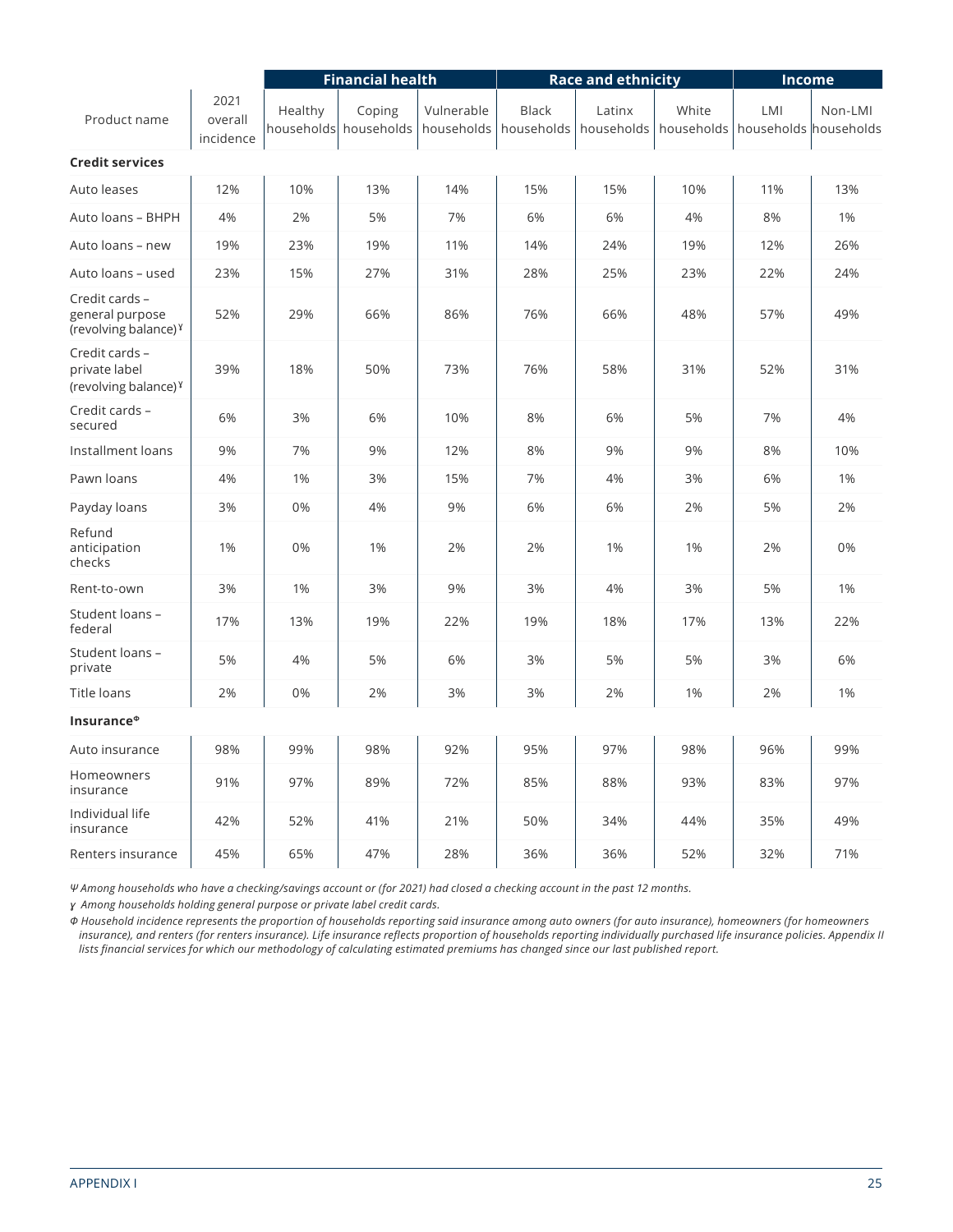| Product name | 2021 overall incidence | Financial health | | | Race and ethnicity | | | Income | |
|---|---|---|---|---|---|---|---|---|---|
| | | Healthy households | Coping households | Vulnerable households | Black households | Latinx households | White households | LMI households | Non-LMI households |
| **Credit services** | | | | | | | | | |
| Auto leases | 12% | 10% | 13% | 14% | 15% | 15% | 10% | 11% | 13% |
| Auto loans – BHPH | 4% | 2% | 5% | 7% | 6% | 6% | 4% | 8% | 1% |
| Auto loans – new | 19% | 23% | 19% | 11% | 14% | 24% | 19% | 12% | 26% |
| Auto loans – used | 23% | 15% | 27% | 31% | 28% | 25% | 23% | 22% | 24% |
| Credit cards – general purpose (revolving balance)ᵞ | 52% | 29% | 66% | 86% | 76% | 66% | 48% | 57% | 49% |
| Credit cards – private label (revolving balance)ᵞ | 39% | 18% | 50% | 73% | 76% | 58% | 31% | 52% | 31% |
| Credit cards – secured | 6% | 3% | 6% | 10% | 8% | 6% | 5% | 7% | 4% |
| Installment loans | 9% | 7% | 9% | 12% | 8% | 9% | 9% | 8% | 10% |
| Pawn loans | 4% | 1% | 3% | 15% | 7% | 4% | 3% | 6% | 1% |
| Payday loans | 3% | 0% | 4% | 9% | 6% | 6% | 2% | 5% | 2% |
| Refund anticipation checks | 1% | 0% | 1% | 2% | 2% | 1% | 1% | 2% | 0% |
| Rent-to-own | 3% | 1% | 3% | 9% | 3% | 4% | 3% | 5% | 1% |
| Student loans – federal | 17% | 13% | 19% | 22% | 19% | 18% | 17% | 13% | 22% |
| Student loans – private | 5% | 4% | 5% | 6% | 3% | 5% | 5% | 3% | 6% |
| Title loans | 2% | 0% | 2% | 3% | 3% | 2% | 1% | 2% | 1% |
| **Insurance**ᶲ | | | | | | | | | |
| Auto insurance | 98% | 99% | 98% | 92% | 95% | 97% | 98% | 96% | 99% |
| Homeowners insurance | 91% | 97% | 89% | 72% | 85% | 88% | 93% | 83% | 97% |
| Individual life insurance | 42% | 52% | 41% | 21% | 50% | 34% | 44% | 35% | 49% |
| Renters insurance | 45% | 65% | 47% | 28% | 36% | 36% | 52% | 32% | 71% |

*Ψ Among households who have a checking/savings account or (for 2021) had closed a checking account in the past 12 months.*

*γ Among households holding general purpose or private label credit cards.*

*Φ Household incidence represents the proportion of households reporting said insurance among auto owners (for auto insurance), homeowners (for homeowners insurance), and renters (for renters insurance). Life insurance reflects proportion of households reporting individually purchased life insurance policies. Appendix II lists financial services for which our methodology of calculating estimated premiums has changed since our last published report.*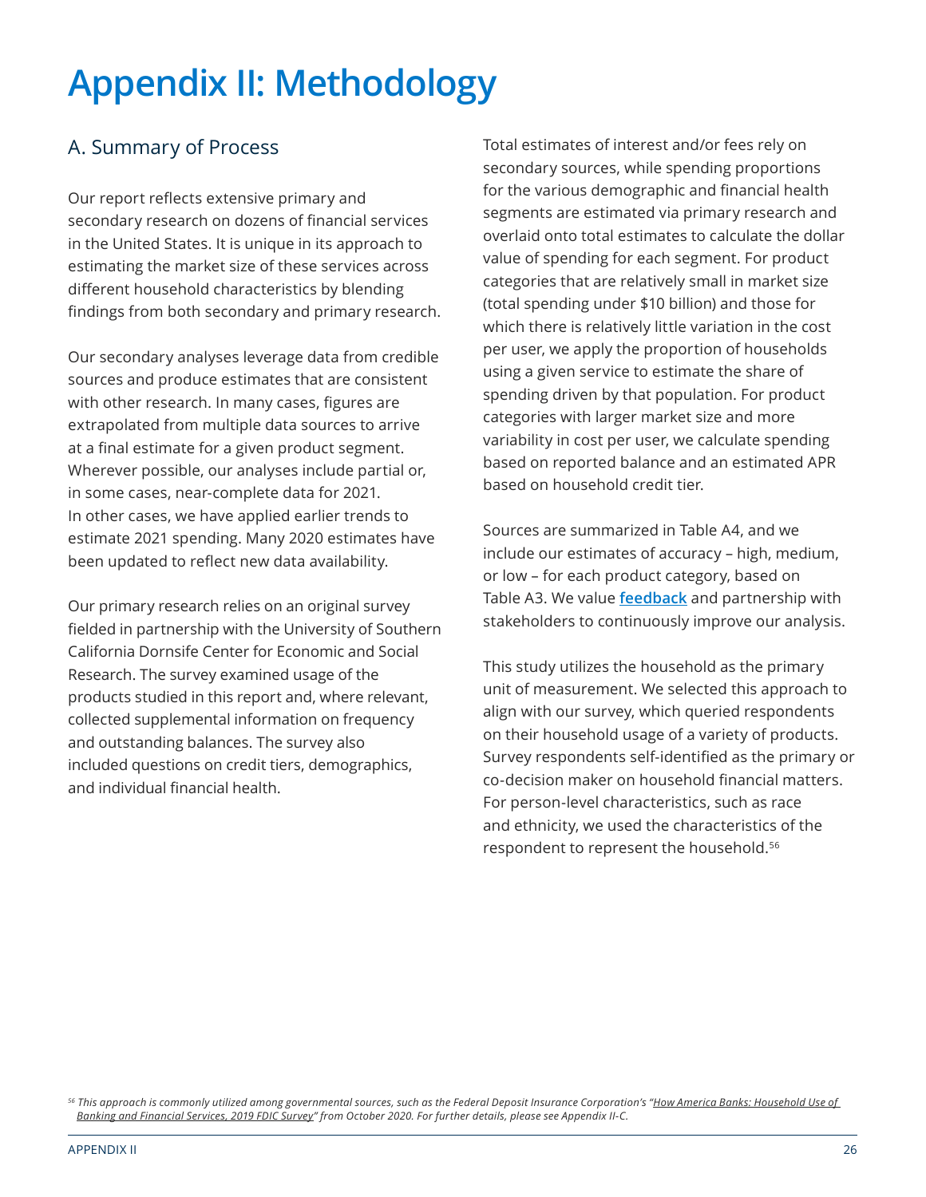# Appendix II: Methodology

## A. Summary of Process

Our report reflects extensive primary and secondary research on dozens of financial services in the United States. It is unique in its approach to estimating the market size of these services across different household characteristics by blending findings from both secondary and primary research.

Our secondary analyses leverage data from credible sources and produce estimates that are consistent with other research. In many cases, figures are extrapolated from multiple data sources to arrive at a final estimate for a given product segment. Wherever possible, our analyses include partial or, in some cases, near-complete data for 2021. In other cases, we have applied earlier trends to estimate 2021 spending. Many 2020 estimates have been updated to reflect new data availability.

Our primary research relies on an original survey fielded in partnership with the University of Southern California Dornsife Center for Economic and Social Research. The survey examined usage of the products studied in this report and, where relevant, collected supplemental information on frequency and outstanding balances. The survey also included questions on credit tiers, demographics, and individual financial health.

Total estimates of interest and/or fees rely on secondary sources, while spending proportions for the various demographic and financial health segments are estimated via primary research and overlaid onto total estimates to calculate the dollar value of spending for each segment. For product categories that are relatively small in market size (total spending under $10 billion) and those for which there is relatively little variation in the cost per user, we apply the proportion of households using a given service to estimate the share of spending driven by that population. For product categories with larger market size and more variability in cost per user, we calculate spending based on reported balance and an estimated APR based on household credit tier.

Sources are summarized in Table A4, and we include our estimates of accuracy – high, medium, or low – for each product category, based on Table A3. We value **feedback** and partnership with stakeholders to continuously improve our analysis.

This study utilizes the household as the primary unit of measurement. We selected this approach to align with our survey, which queried respondents on their household usage of a variety of products. Survey respondents self-identified as the primary or co-decision maker on household financial matters. For person-level characteristics, such as race and ethnicity, we used the characteristics of the respondent to represent the household.[56]

[56] *This approach is commonly utilized among governmental sources, such as the Federal Deposit Insurance Corporation's "How America Banks: Household Use of Banking and Financial Services, 2019 FDIC Survey" from October 2020. For further details, please see Appendix II-C.*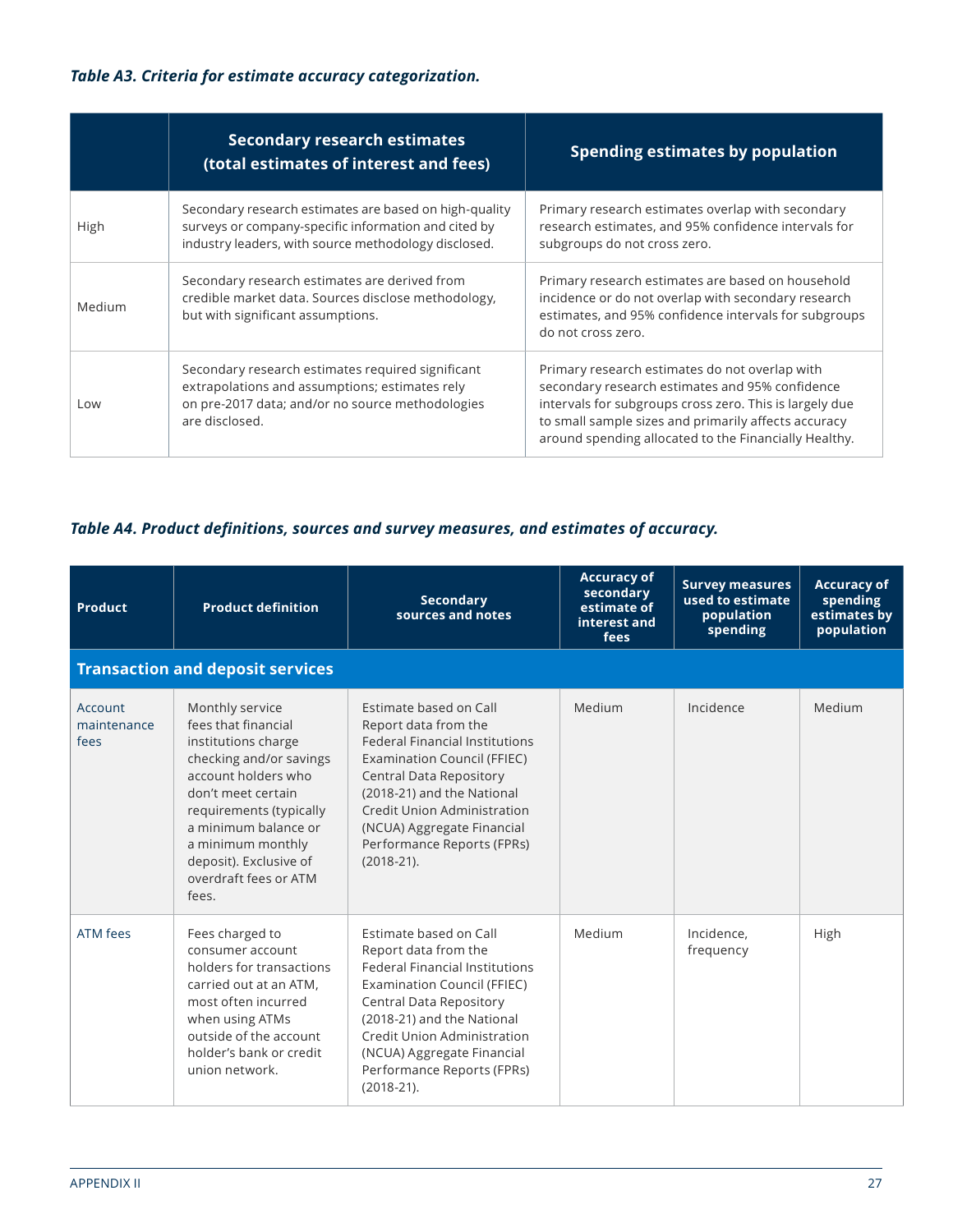*Table A3. Criteria for estimate accuracy categorization.*

| | Secondary research estimates (total estimates of interest and fees) | Spending estimates by population |
|---|---|---|
| High | Secondary research estimates are based on high-quality surveys or company-specific information and cited by industry leaders, with source methodology disclosed. | Primary research estimates overlap with secondary research estimates, and 95% confidence intervals for subgroups do not cross zero. |
| Medium | Secondary research estimates are derived from credible market data. Sources disclose methodology, but with significant assumptions. | Primary research estimates are based on household incidence or do not overlap with secondary research estimates, and 95% confidence intervals for subgroups do not cross zero. |
| Low | Secondary research estimates required significant extrapolations and assumptions; estimates rely on pre-2017 data; and/or no source methodologies are disclosed. | Primary research estimates do not overlap with secondary research estimates and 95% confidence intervals for subgroups cross zero. This is largely due to small sample sizes and primarily affects accuracy around spending allocated to the Financially Healthy. |

*Table A4. Product definitions, sources and survey measures, and estimates of accuracy.*

| Product | Product definition | Secondary sources and notes | Accuracy of secondary estimate of interest and fees | Survey measures used to estimate population spending | Accuracy of spending estimates by population |
|---|---|---|---|---|---|
| **Transaction and deposit services** | | | | | |
| Account maintenance fees | Monthly service fees that financial institutions charge checking and/or savings account holders who don't meet certain requirements (typically a minimum balance or a minimum monthly deposit). Exclusive of overdraft fees or ATM fees. | Estimate based on Call Report data from the Federal Financial Institutions Examination Council (FFIEC) Central Data Repository (2018-21) and the National Credit Union Administration (NCUA) Aggregate Financial Performance Reports (FPRs) (2018-21). | Medium | Incidence | Medium |
| ATM fees | Fees charged to consumer account holders for transactions carried out at an ATM, most often incurred when using ATMs outside of the account holder's bank or credit union network. | Estimate based on Call Report data from the Federal Financial Institutions Examination Council (FFIEC) Central Data Repository (2018-21) and the National Credit Union Administration (NCUA) Aggregate Financial Performance Reports (FPRs) (2018-21). | Medium | Incidence, frequency | High |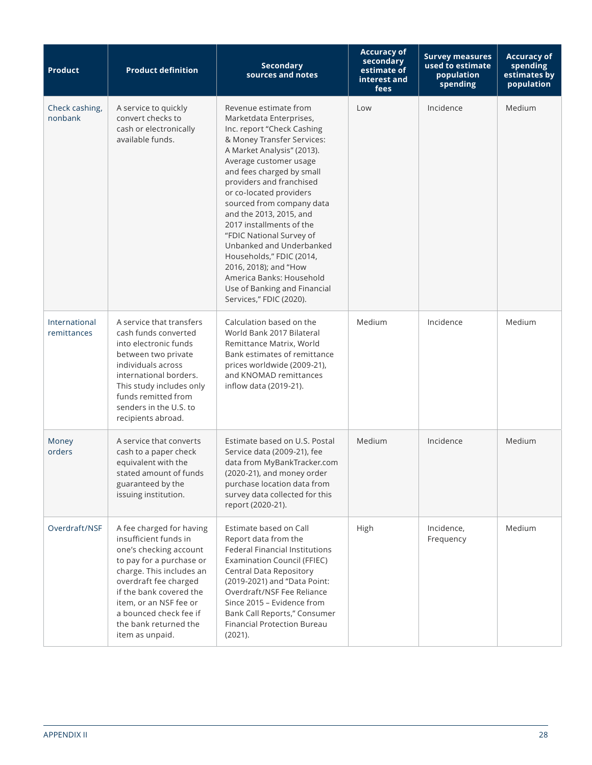| Product | Product definition | Secondary sources and notes | Accuracy of secondary estimate of interest and fees | Survey measures used to estimate population spending | Accuracy of spending estimates by population |
|---|---|---|---|---|---|
| Check cashing, nonbank | A service to quickly convert checks to cash or electronically available funds. | Revenue estimate from Marketdata Enterprises, Inc. report "Check Cashing & Money Transfer Services: A Market Analysis" (2013). Average customer usage and fees charged by small providers and franchised or co-located providers sourced from company data and the 2013, 2015, and 2017 installments of the "FDIC National Survey of Unbanked and Underbanked Households," FDIC (2014, 2016, 2018); and "How America Banks: Household Use of Banking and Financial Services," FDIC (2020). | Low | Incidence | Medium |
| International remittances | A service that transfers cash funds converted into electronic funds between two private individuals across international borders. This study includes only funds remitted from senders in the U.S. to recipients abroad. | Calculation based on the World Bank 2017 Bilateral Remittance Matrix, World Bank estimates of remittance prices worldwide (2009-21), and KNOMAD remittances inflow data (2019-21). | Medium | Incidence | Medium |
| Money orders | A service that converts cash to a paper check equivalent with the stated amount of funds guaranteed by the issuing institution. | Estimate based on U.S. Postal Service data (2009-21), fee data from MyBankTracker.com (2020-21), and money order purchase location data from survey data collected for this report (2020-21). | Medium | Incidence | Medium |
| Overdraft/NSF | A fee charged for having insufficient funds in one's checking account to pay for a purchase or charge. This includes an overdraft fee charged if the bank covered the item, or an NSF fee or a bounced check fee if the bank returned the item as unpaid. | Estimate based on Call Report data from the Federal Financial Institutions Examination Council (FFIEC) Central Data Repository (2019-2021) and "Data Point: Overdraft/NSF Fee Reliance Since 2015 – Evidence from Bank Call Reports," Consumer Financial Protection Bureau (2021). | High | Incidence, Frequency | Medium |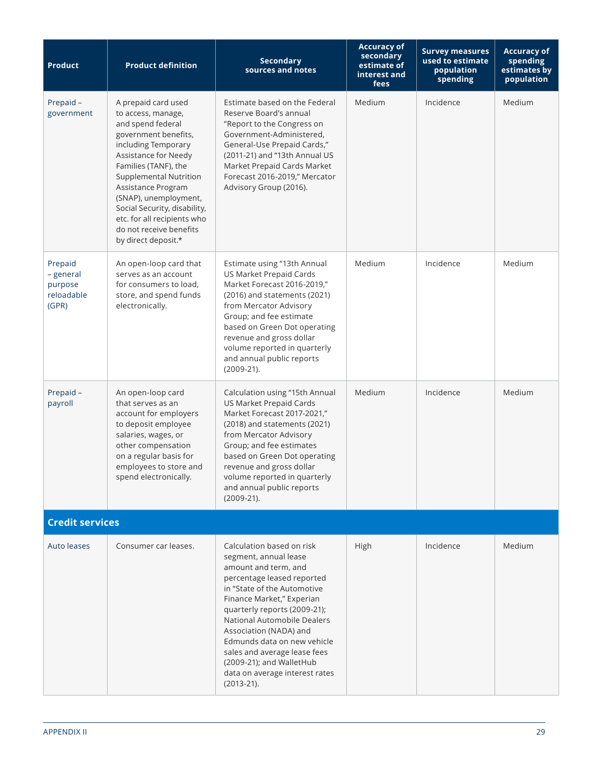| Product | Product definition | Secondary sources and notes | Accuracy of secondary estimate of interest and fees | Survey measures used to estimate population spending | Accuracy of spending estimates by population |
|---|---|---|---|---|---|
| Prepaid – government | A prepaid card used to access, manage, and spend federal government benefits, including Temporary Assistance for Needy Families (TANF), the Supplemental Nutrition Assistance Program (SNAP), unemployment, Social Security, disability, etc. for all recipients who do not receive benefits by direct deposit.* | Estimate based on the Federal Reserve Board's annual "Report to the Congress on Government-Administered, General-Use Prepaid Cards," (2011-21) and "13th Annual US Market Prepaid Cards Market Forecast 2016-2019," Mercator Advisory Group (2016). | Medium | Incidence | Medium |
| Prepaid – general purpose reloadable (GPR) | An open-loop card that serves as an account for consumers to load, store, and spend funds electronically. | Estimate using "13th Annual US Market Prepaid Cards Market Forecast 2016-2019," (2016) and statements (2021) from Mercator Advisory Group; and fee estimate based on Green Dot operating revenue and gross dollar volume reported in quarterly and annual public reports (2009-21). | Medium | Incidence | Medium |
| Prepaid – payroll | An open-loop card that serves as an account for employers to deposit employee salaries, wages, or other compensation on a regular basis for employees to store and spend electronically. | Calculation using "15th Annual US Market Prepaid Cards Market Forecast 2017-2021," (2018) and statements (2021) from Mercator Advisory Group; and fee estimates based on Green Dot operating revenue and gross dollar volume reported in quarterly and annual public reports (2009-21). | Medium | Incidence | Medium |
| **Credit services** | | | | | |
| Auto leases | Consumer car leases. | Calculation based on risk segment, annual lease amount and term, and percentage leased reported in "State of the Automotive Finance Market," Experian quarterly reports (2009-21); National Automobile Dealers Association (NADA) and Edmunds data on new vehicle sales and average lease fees (2009-21); and WalletHub data on average interest rates (2013-21). | High | Incidence | Medium |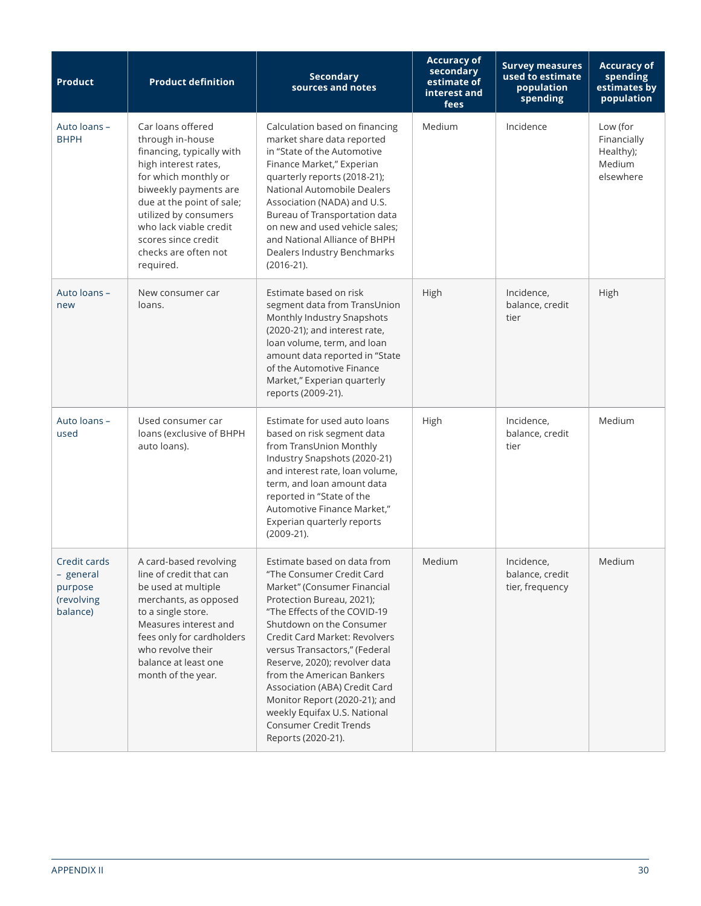| Product | Product definition | Secondary sources and notes | Accuracy of secondary estimate of interest and fees | Survey measures used to estimate population spending | Accuracy of spending estimates by population |
|---|---|---|---|---|---|
| Auto loans – BHPH | Car loans offered through in-house financing, typically with high interest rates, for which monthly or biweekly payments are due at the point of sale; utilized by consumers who lack viable credit scores since credit checks are often not required. | Calculation based on financing market share data reported in "State of the Automotive Finance Market," Experian quarterly reports (2018-21); National Automobile Dealers Association (NADA) and U.S. Bureau of Transportation data on new and used vehicle sales; and National Alliance of BHPH Dealers Industry Benchmarks (2016-21). | Medium | Incidence | Low (for Financially Healthy); Medium elsewhere |
| Auto loans – new | New consumer car loans. | Estimate based on risk segment data from TransUnion Monthly Industry Snapshots (2020-21); and interest rate, loan volume, term, and loan amount data reported in "State of the Automotive Finance Market," Experian quarterly reports (2009-21). | High | Incidence, balance, credit tier | High |
| Auto loans – used | Used consumer car loans (exclusive of BHPH auto loans). | Estimate for used auto loans based on risk segment data from TransUnion Monthly Industry Snapshots (2020-21) and interest rate, loan volume, term, and loan amount data reported in "State of the Automotive Finance Market," Experian quarterly reports (2009-21). | High | Incidence, balance, credit tier | Medium |
| Credit cards – general purpose (revolving balance) | A card-based revolving line of credit that can be used at multiple merchants, as opposed to a single store. Measures interest and fees only for cardholders who revolve their balance at least one month of the year. | Estimate based on data from "The Consumer Credit Card Market" (Consumer Financial Protection Bureau, 2021); "The Effects of the COVID-19 Shutdown on the Consumer Credit Card Market: Revolvers versus Transactors," (Federal Reserve, 2020); revolver data from the American Bankers Association (ABA) Credit Card Monitor Report (2020-21); and weekly Equifax U.S. National Consumer Credit Trends Reports (2020-21). | Medium | Incidence, balance, credit tier, frequency | Medium |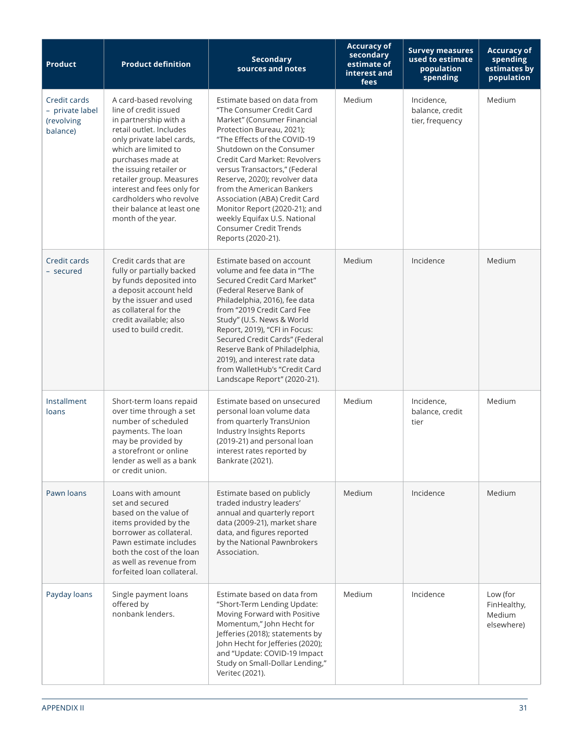| Product | Product definition | Secondary sources and notes | Accuracy of secondary estimate of interest and fees | Survey measures used to estimate population spending | Accuracy of spending estimates by population |
|---|---|---|---|---|---|
| Credit cards – private label (revolving balance) | A card-based revolving line of credit issued in partnership with a retail outlet. Includes only private label cards, which are limited to purchases made at the issuing retailer or retailer group. Measures interest and fees only for cardholders who revolve their balance at least one month of the year. | Estimate based on data from "The Consumer Credit Card Market" (Consumer Financial Protection Bureau, 2021); "The Effects of the COVID-19 Shutdown on the Consumer Credit Card Market: Revolvers versus Transactors," (Federal Reserve, 2020); revolver data from the American Bankers Association (ABA) Credit Card Monitor Report (2020-21); and weekly Equifax U.S. National Consumer Credit Trends Reports (2020-21). | Medium | Incidence, balance, credit tier, frequency | Medium |
| Credit cards – secured | Credit cards that are fully or partially backed by funds deposited into a deposit account held by the issuer and used as collateral for the credit available; also used to build credit. | Estimate based on account volume and fee data in "The Secured Credit Card Market" (Federal Reserve Bank of Philadelphia, 2016), fee data from "2019 Credit Card Fee Study" (U.S. News & World Report, 2019), "CFI in Focus: Secured Credit Cards" (Federal Reserve Bank of Philadelphia, 2019), and interest rate data from WalletHub's "Credit Card Landscape Report" (2020-21). | Medium | Incidence | Medium |
| Installment loans | Short-term loans repaid over time through a set number of scheduled payments. The loan may be provided by a storefront or online lender as well as a bank or credit union. | Estimate based on unsecured personal loan volume data from quarterly TransUnion Industry Insights Reports (2019-21) and personal loan interest rates reported by Bankrate (2021). | Medium | Incidence, balance, credit tier | Medium |
| Pawn loans | Loans with amount set and secured based on the value of items provided by the borrower as collateral. Pawn estimate includes both the cost of the loan as well as revenue from forfeited loan collateral. | Estimate based on publicly traded industry leaders' annual and quarterly report data (2009-21), market share data, and figures reported by the National Pawnbrokers Association. | Medium | Incidence | Medium |
| Payday loans | Single payment loans offered by nonbank lenders. | Estimate based on data from "Short-Term Lending Update: Moving Forward with Positive Momentum," John Hecht for Jefferies (2018); statements by John Hecht for Jefferies (2020); and "Update: COVID-19 Impact Study on Small-Dollar Lending," Veritec (2021). | Medium | Incidence | Low (for FinHealthy, Medium elsewhere) |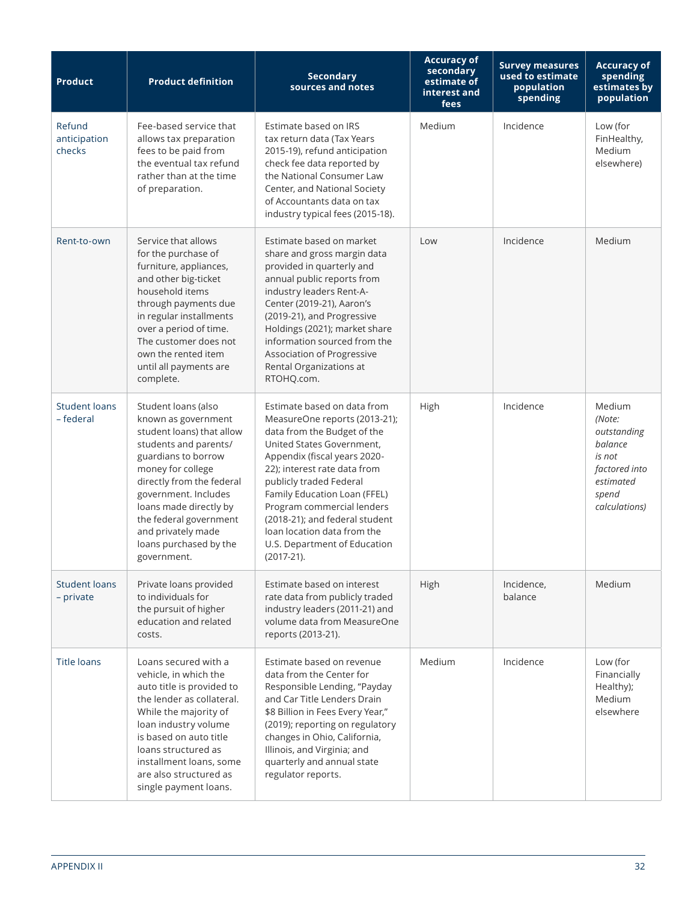| Product | Product definition | Secondary sources and notes | Accuracy of secondary estimate of interest and fees | Survey measures used to estimate population spending | Accuracy of spending estimates by population |
|---|---|---|---|---|---|
| Refund anticipation checks | Fee-based service that allows tax preparation fees to be paid from the eventual tax refund rather than at the time of preparation. | Estimate based on IRS tax return data (Tax Years 2015-19), refund anticipation check fee data reported by the National Consumer Law Center, and National Society of Accountants data on tax industry typical fees (2015-18). | Medium | Incidence | Low (for FinHealthy, Medium elsewhere) |
| Rent-to-own | Service that allows for the purchase of furniture, appliances, and other big-ticket household items through payments due in regular installments over a period of time. The customer does not own the rented item until all payments are complete. | Estimate based on market share and gross margin data provided in quarterly and annual public reports from industry leaders Rent-A-Center (2019-21), Aaron's (2019-21), and Progressive Holdings (2021); market share information sourced from the Association of Progressive Rental Organizations at RTOHQ.com. | Low | Incidence | Medium |
| Student loans – federal | Student loans (also known as government student loans) that allow students and parents/guardians to borrow money for college directly from the federal government. Includes loans made directly by the federal government and privately made loans purchased by the government. | Estimate based on data from MeasureOne reports (2013-21); data from the Budget of the United States Government, Appendix (fiscal years 2020-22); interest rate data from publicly traded Federal Family Education Loan (FFEL) Program commercial lenders (2018-21); and federal student loan location data from the U.S. Department of Education (2017-21). | High | Incidence | Medium *(Note: outstanding balance is not factored into estimated spend calculations)* |
| Student loans – private | Private loans provided to individuals for the pursuit of higher education and related costs. | Estimate based on interest rate data from publicly traded industry leaders (2011-21) and volume data from MeasureOne reports (2013-21). | High | Incidence, balance | Medium |
| Title loans | Loans secured with a vehicle, in which the auto title is provided to the lender as collateral. While the majority of loan industry volume is based on auto title loans structured as installment loans, some are also structured as single payment loans. | Estimate based on revenue data from the Center for Responsible Lending, "Payday and Car Title Lenders Drain $8 Billion in Fees Every Year," (2019); reporting on regulatory changes in Ohio, California, Illinois, and Virginia; and quarterly and annual state regulator reports. | Medium | Incidence | Low (for Financially Healthy); Medium elsewhere |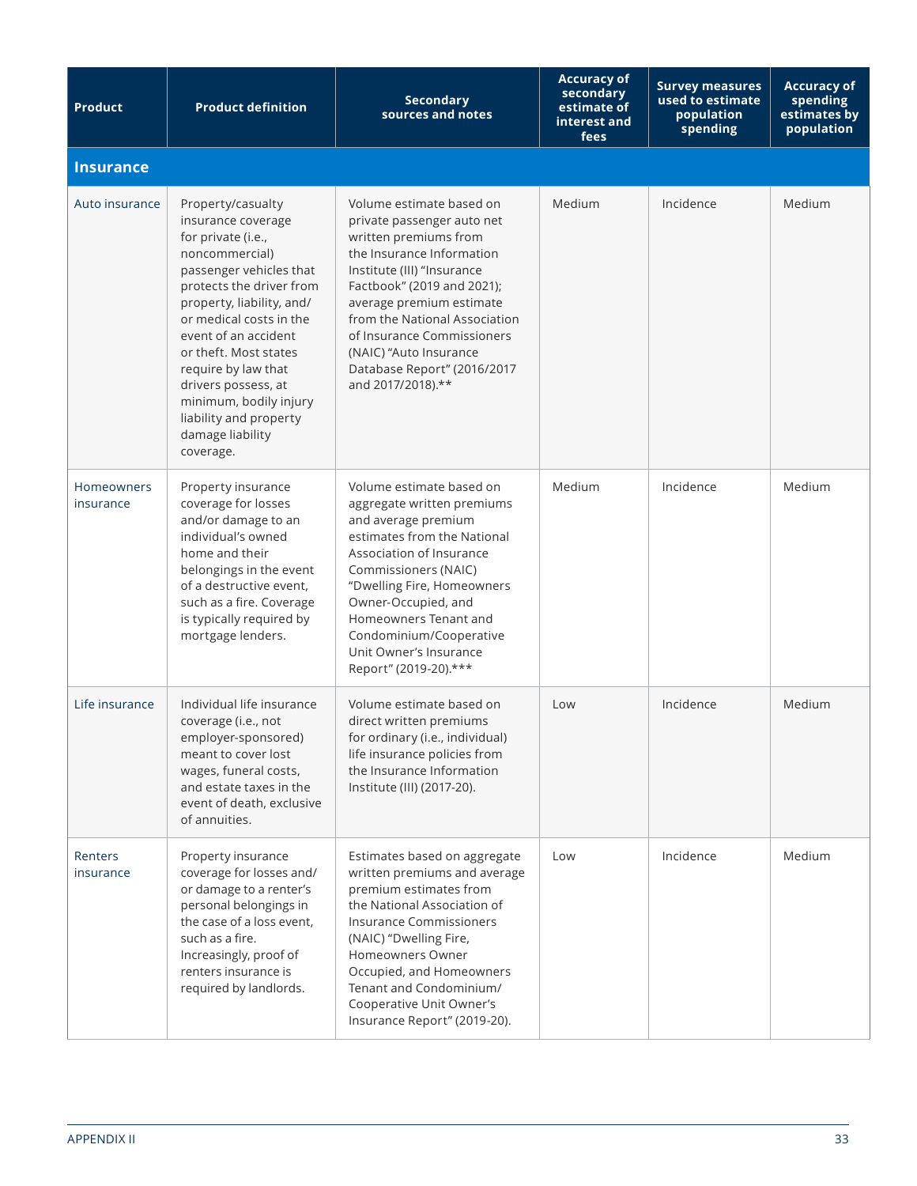| Product | Product definition | Secondary sources and notes | Accuracy of secondary estimate of interest and fees | Survey measures used to estimate population spending | Accuracy of spending estimates by population |
|---|---|---|---|---|---|
| **Insurance** | | | | | |
| Auto insurance | Property/casualty insurance coverage for private (i.e., noncommercial) passenger vehicles that protects the driver from property, liability, and/or medical costs in the event of an accident or theft. Most states require by law that drivers possess, at minimum, bodily injury liability and property damage liability coverage. | Volume estimate based on private passenger auto net written premiums from the Insurance Information Institute (III) "Insurance Factbook" (2019 and 2021); average premium estimate from the National Association of Insurance Commissioners (NAIC) "Auto Insurance Database Report" (2016/2017 and 2017/2018).** | Medium | Incidence | Medium |
| Homeowners insurance | Property insurance coverage for losses and/or damage to an individual's owned home and their belongings in the event of a destructive event, such as a fire. Coverage is typically required by mortgage lenders. | Volume estimate based on aggregate written premiums and average premium estimates from the National Association of Insurance Commissioners (NAIC) "Dwelling Fire, Homeowners Owner-Occupied, and Homeowners Tenant and Condominium/Cooperative Unit Owner's Insurance Report" (2019-20).*** | Medium | Incidence | Medium |
| Life insurance | Individual life insurance coverage (i.e., not employer-sponsored) meant to cover lost wages, funeral costs, and estate taxes in the event of death, exclusive of annuities. | Volume estimate based on direct written premiums for ordinary (i.e., individual) life insurance policies from the Insurance Information Institute (III) (2017-20). | Low | Incidence | Medium |
| Renters insurance | Property insurance coverage for losses and/or damage to a renter's personal belongings in the case of a loss event, such as a fire. Increasingly, proof of renters insurance is required by landlords. | Estimates based on aggregate written premiums and average premium estimates from the National Association of Insurance Commissioners (NAIC) "Dwelling Fire, Homeowners Owner Occupied, and Homeowners Tenant and Condominium/ Cooperative Unit Owner's Insurance Report" (2019-20). | Low | Incidence | Medium |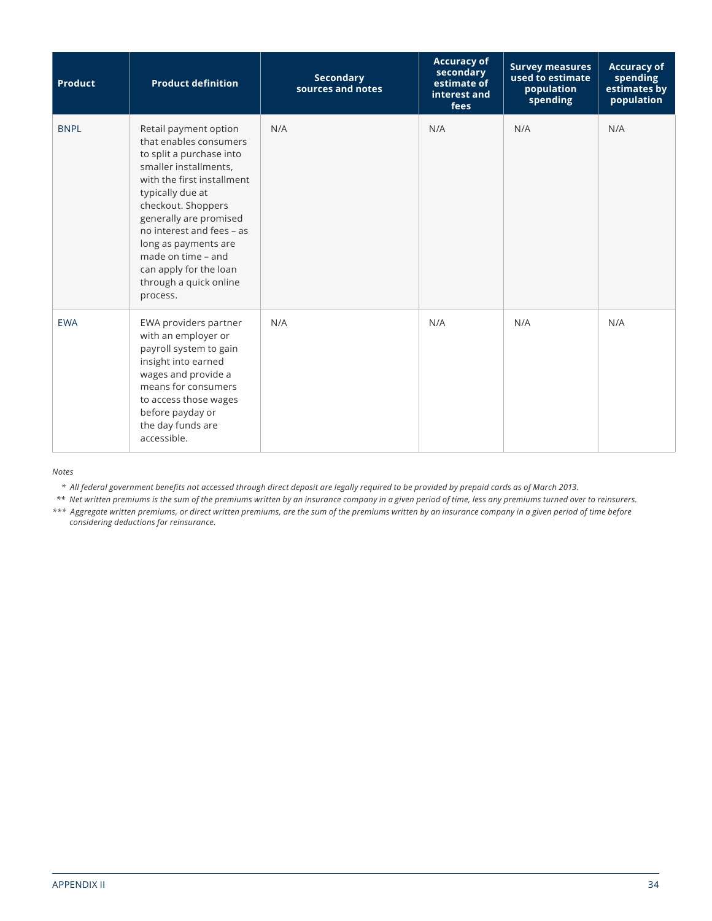| Product | Product definition | Secondary sources and notes | Accuracy of secondary estimate of interest and fees | Survey measures used to estimate population spending | Accuracy of spending estimates by population |
|---|---|---|---|---|---|
| BNPL | Retail payment option that enables consumers to split a purchase into smaller installments, with the first installment typically due at checkout. Shoppers generally are promised no interest and fees – as long as payments are made on time – and can apply for the loan through a quick online process. | N/A | N/A | N/A | N/A |
| EWA | EWA providers partner with an employer or payroll system to gain insight into earned wages and provide a means for consumers to access those wages before payday or the day funds are accessible. | N/A | N/A | N/A | N/A |

*Notes*

\* *All federal government benefits not accessed through direct deposit are legally required to be provided by prepaid cards as of March 2013.*

\*\* *Net written premiums is the sum of the premiums written by an insurance company in a given period of time, less any premiums turned over to reinsurers.*

\*\*\* *Aggregate written premiums, or direct written premiums, are the sum of the premiums written by an insurance company in a given period of time before considering deductions for reinsurance.*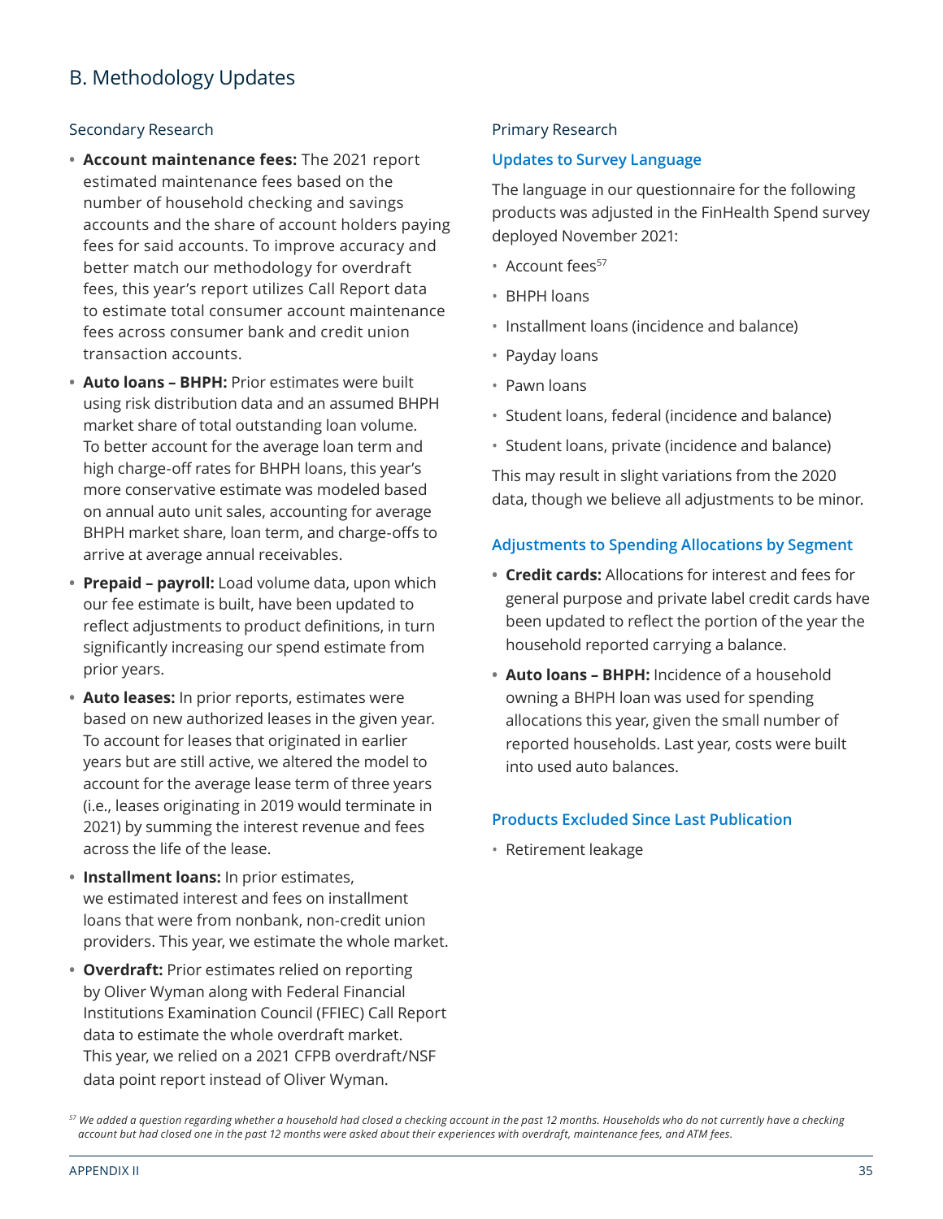## B. Methodology Updates

### Secondary Research

- **Account maintenance fees:** The 2021 report estimated maintenance fees based on the number of household checking and savings accounts and the share of account holders paying fees for said accounts. To improve accuracy and better match our methodology for overdraft fees, this year's report utilizes Call Report data to estimate total consumer account maintenance fees across consumer bank and credit union transaction accounts.
- **Auto loans – BHPH:** Prior estimates were built using risk distribution data and an assumed BHPH market share of total outstanding loan volume. To better account for the average loan term and high charge-off rates for BHPH loans, this year's more conservative estimate was modeled based on annual auto unit sales, accounting for average BHPH market share, loan term, and charge-offs to arrive at average annual receivables.
- **Prepaid – payroll:** Load volume data, upon which our fee estimate is built, have been updated to reflect adjustments to product definitions, in turn significantly increasing our spend estimate from prior years.
- **Auto leases:** In prior reports, estimates were based on new authorized leases in the given year. To account for leases that originated in earlier years but are still active, we altered the model to account for the average lease term of three years (i.e., leases originating in 2019 would terminate in 2021) by summing the interest revenue and fees across the life of the lease.
- **Installment loans:** In prior estimates, we estimated interest and fees on installment loans that were from nonbank, non-credit union providers. This year, we estimate the whole market.
- **Overdraft:** Prior estimates relied on reporting by Oliver Wyman along with Federal Financial Institutions Examination Council (FFIEC) Call Report data to estimate the whole overdraft market. This year, we relied on a 2021 CFPB overdraft/NSF data point report instead of Oliver Wyman.

### Primary Research

#### Updates to Survey Language

The language in our questionnaire for the following products was adjusted in the FinHealth Spend survey deployed November 2021:

- Account fees[57]
- BHPH loans
- Installment loans (incidence and balance)
- Payday loans
- Pawn loans
- Student loans, federal (incidence and balance)
- Student loans, private (incidence and balance)

This may result in slight variations from the 2020 data, though we believe all adjustments to be minor.

#### Adjustments to Spending Allocations by Segment

- **Credit cards:** Allocations for interest and fees for general purpose and private label credit cards have been updated to reflect the portion of the year the household reported carrying a balance.
- **Auto loans – BHPH:** Incidence of a household owning a BHPH loan was used for spending allocations this year, given the small number of reported households. Last year, costs were built into used auto balances.

#### Products Excluded Since Last Publication

- Retirement leakage

[57] *We added a question regarding whether a household had closed a checking account in the past 12 months. Households who do not currently have a checking account but had closed one in the past 12 months were asked about their experiences with overdraft, maintenance fees, and ATM fees.*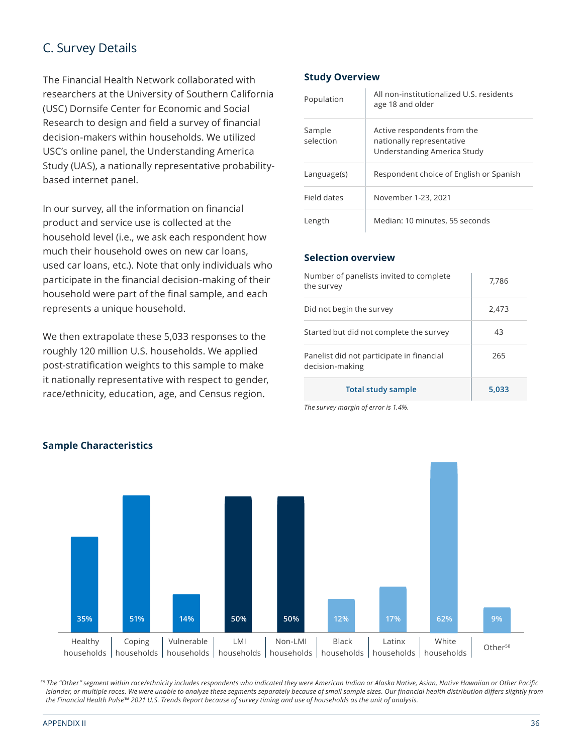## C. Survey Details

The Financial Health Network collaborated with researchers at the University of Southern California (USC) Dornsife Center for Economic and Social Research to design and field a survey of financial decision-makers within households. We utilized USC's online panel, the Understanding America Study (UAS), a nationally representative probability-based internet panel.

In our survey, all the information on financial product and service use is collected at the household level (i.e., we ask each respondent how much their household owes on new car loans, used car loans, etc.). Note that only individuals who participate in the financial decision-making of their household were part of the final sample, and each represents a unique household.

We then extrapolate these 5,033 responses to the roughly 120 million U.S. households. We applied post-stratification weights to this sample to make it nationally representative with respect to gender, race/ethnicity, education, age, and Census region.

### Study Overview

| | |
|---|---|
| Population | All non-institutionalized U.S. residents age 18 and older |
| Sample selection | Active respondents from the nationally representative Understanding America Study |
| Language(s) | Respondent choice of English or Spanish |
| Field dates | November 1-23, 2021 |
| Length | Median: 10 minutes, 55 seconds |

### Selection overview

| | |
|---|---|
| Number of panelists invited to complete the survey | 7,786 |
| Did not begin the survey | 2,473 |
| Started but did not complete the survey | 43 |
| Panelist did not participate in financial decision-making | 265 |
| **Total study sample** | **5,033** |

*The survey margin of error is 1.4%.*

### Sample Characteristics

| Healthy households | Coping households | Vulnerable households | LMI households | Non-LMI households | Black households | Latinx households | White households | Other[58] |
|---|---|---|---|---|---|---|---|---|
| 35% | 51% | 14% | 50% | 50% | 12% | 17% | 62% | 9% |

*[58] The "Other" segment within race/ethnicity includes respondents who indicated they were American Indian or Alaska Native, Asian, Native Hawaiian or Other Pacific Islander, or multiple races. We were unable to analyze these segments separately because of small sample sizes. Our financial health distribution differs slightly from the Financial Health Pulse™ 2021 U.S. Trends Report because of survey timing and use of households as the unit of analysis.*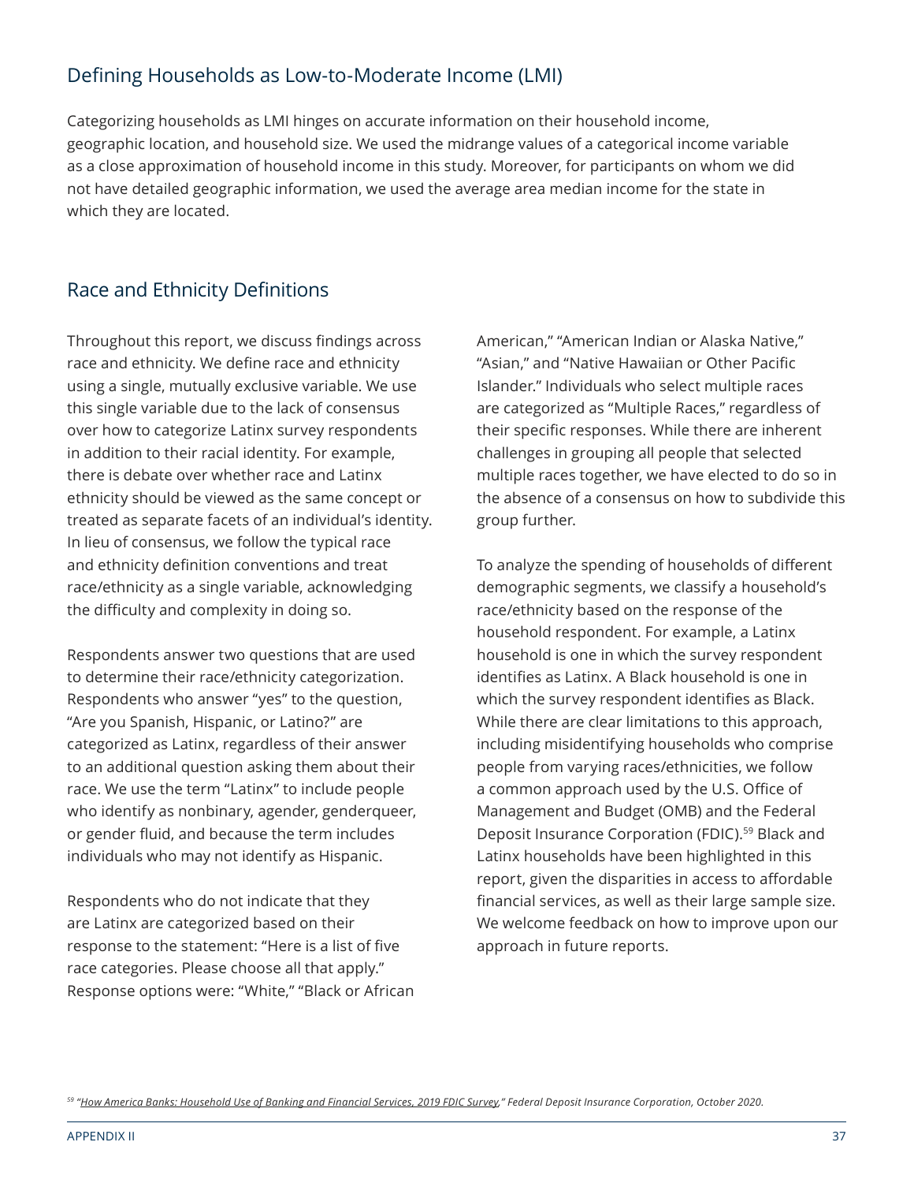## Defining Households as Low-to-Moderate Income (LMI)

Categorizing households as LMI hinges on accurate information on their household income, geographic location, and household size. We used the midrange values of a categorical income variable as a close approximation of household income in this study. Moreover, for participants on whom we did not have detailed geographic information, we used the average area median income for the state in which they are located.

## Race and Ethnicity Definitions

Throughout this report, we discuss findings across race and ethnicity. We define race and ethnicity using a single, mutually exclusive variable. We use this single variable due to the lack of consensus over how to categorize Latinx survey respondents in addition to their racial identity. For example, there is debate over whether race and Latinx ethnicity should be viewed as the same concept or treated as separate facets of an individual's identity. In lieu of consensus, we follow the typical race and ethnicity definition conventions and treat race/ethnicity as a single variable, acknowledging the difficulty and complexity in doing so.

Respondents answer two questions that are used to determine their race/ethnicity categorization. Respondents who answer "yes" to the question, "Are you Spanish, Hispanic, or Latino?" are categorized as Latinx, regardless of their answer to an additional question asking them about their race. We use the term "Latinx" to include people who identify as nonbinary, agender, genderqueer, or gender fluid, and because the term includes individuals who may not identify as Hispanic.

Respondents who do not indicate that they are Latinx are categorized based on their response to the statement: "Here is a list of five race categories. Please choose all that apply." Response options were: "White," "Black or African American," "American Indian or Alaska Native," "Asian," and "Native Hawaiian or Other Pacific Islander." Individuals who select multiple races are categorized as "Multiple Races," regardless of their specific responses. While there are inherent challenges in grouping all people that selected multiple races together, we have elected to do so in the absence of a consensus on how to subdivide this group further.

To analyze the spending of households of different demographic segments, we classify a household's race/ethnicity based on the response of the household respondent. For example, a Latinx household is one in which the survey respondent identifies as Latinx. A Black household is one in which the survey respondent identifies as Black. While there are clear limitations to this approach, including misidentifying households who comprise people from varying races/ethnicities, we follow a common approach used by the U.S. Office of Management and Budget (OMB) and the Federal Deposit Insurance Corporation (FDIC).[59] Black and Latinx households have been highlighted in this report, given the disparities in access to affordable financial services, as well as their large sample size. We welcome feedback on how to improve upon our approach in future reports.

[59] *"How America Banks: Household Use of Banking and Financial Services, 2019 FDIC Survey," Federal Deposit Insurance Corporation, October 2020.*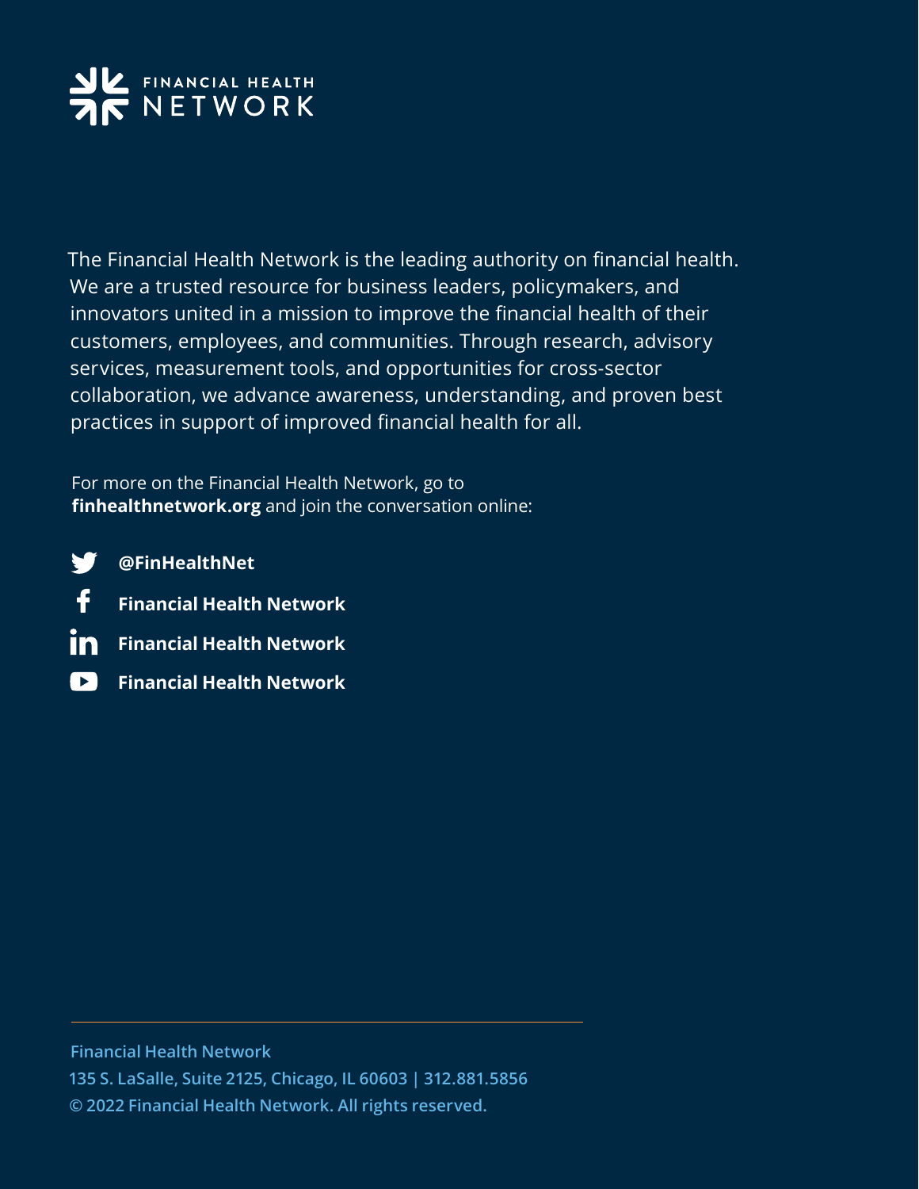FINANCIAL HEALTH NETWORK

The Financial Health Network is the leading authority on financial health. We are a trusted resource for business leaders, policymakers, and innovators united in a mission to improve the financial health of their customers, employees, and communities. Through research, advisory services, measurement tools, and opportunities for cross-sector collaboration, we advance awareness, understanding, and proven best practices in support of improved financial health for all.

For more on the Financial Health Network, go to **finhealthnetwork.org** and join the conversation online:

- **@FinHealthNet**
- **Financial Health Network**
- **Financial Health Network**
- **Financial Health Network**

---

**Financial Health Network**
**135 S. LaSalle, Suite 2125, Chicago, IL 60603 | 312.881.5856**
**© 2022 Financial Health Network. All rights reserved.**